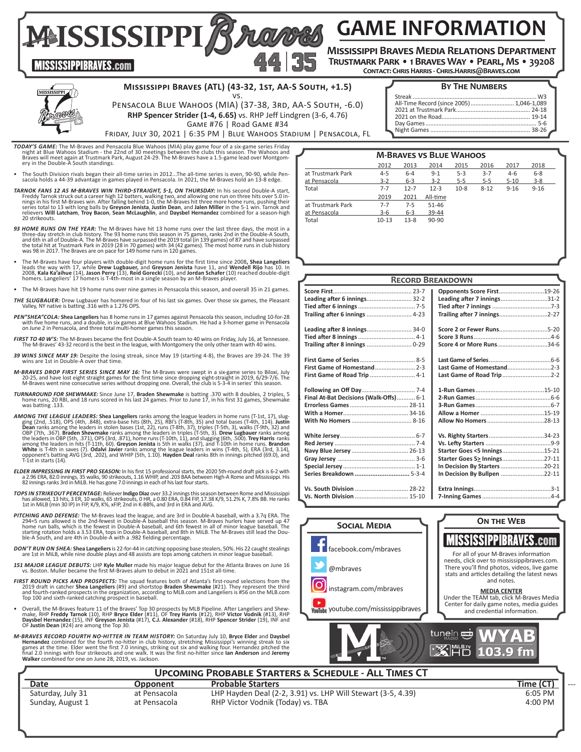# MISSISSIPPI Braves — GAME INFORMATION

MISSISSIPPIBRAVES.com

**Mississippi Braves Media Relations Department**
**Trustmark Park • 1 Braves Way • Pearl, MS • 39208**
**Contact: Chris Harris - Chris.Harris@Braves.com**

## Mississippi Braves (ATL) (43-32, 1st, AA-S South, +1.5)

vs.

Pensacola Blue Wahoos (MIA) (37-38, 3rd, AA-S South, -6.0)

**RHP Spencer Strider (1-4, 6.65)** vs. RHP Jeff Lindgren (3-6, 4.76)

Game #76 | Road Game #34

Friday, July 30, 2021 | 6:35 PM | Blue Wahoos Stadium | Pensacola, FL

### By The Numbers

| | |
|---|---|
| Streak | W3 |
| All-Time Record (since 2005) | 1,046-1,089 |
| 2021 at Trustmark Park | 24-18 |
| 2021 on the Road | 19-14 |
| Day Games | 5-6 |
| Night Games | 38-26 |

***TODAY'S GAME:*** The M-Braves and Pensacola Blue Wahoos (MIA) play game four of a six-game series Friday night at Blue Wahoos Stadium - the 22nd of 30 meetings between the clubs this season. The Wahoos and Braves will meet again at Trustmark Park, August 24-29. The M-Braves have a 1.5-game lead over Montgomery in the Double-A South standings.

- The South Division rivals began their all-time series in 2012...The all-time series is even, 90-90, while Pensacola holds a 44-39 advantage in games played in Pensacola. In 2021, the M-Braves hold an 13-8 edge.

***TARNOK FANS 12 AS M-BRAVES WIN THIRD-STRAIGHT, 5-1, ON THURSDAY:*** In his second Double-A start, Freddy Tarnok struck out a career high 12 batters, walking two, and allowing one run on three hits over 5.0 innings in his first M-Braves win. After falling behind 1-0, the M-Braves hit three more home runs, pushing their series total to 13 with long balls by **Greyson Jenista**, **Justin Dean**, and **Jalen Miller** in the 5-1 win. Tarnok and relievers **Will Latcham**, **Troy Bacon**, **Sean McLaughlin**, and **Daysbel Hernandez** combined for a season-high 20 strikeouts.

***93 HOME RUNS ON THE YEAR:*** The M-Braves have hit 13 home runs over the last three days, the most in a three-day stretch in club history. The 93 home runs this season in 75 games, ranks 2nd in the Double-A South, and 6th in all of Double-A. The M-Braves have surpassed the 2019 total (in 139 games) of 87 and have surpassed the total hit at Trustmark Park in 2019 (28 in 70 games) with 34 (42 games). The most home runs in club history was 98 in 2017. The Braves are on pace for 149 home runs in 120 games.

- The M-Braves have four players with double-digit home runs for the first time since 2008, **Shea Langeliers** leads the way with 17, while **Drew Lugbauer,** and **Greyson Jenista** have 11, and **Wendell Rijo** has 10. In 2008, **Kala Ka'aihue** (14), **Jason Perry** (13), **Reid Gorecki** (10), and **Jordan Schafer** (10) reached double-digit homers. Langeliers' 17 homers is T-4th-most in a single season by an M-Braves player.

- The M-Braves have hit 19 home runs over nine games in Pensacola this season, and overall 35 in 21 games.

***THE SLUGBAUER:*** Drew Lugbauer has homered in four of his last six games. Over those six games, the Pleasant Valley, NY native is batting .316 with a 1.276 OPS.

***PEN"SHEA"COLA:*** **Shea Langeliers** has 8 home runs in 17 games against Pensacola this season, including 10-for-28 with five home runs, and a double, in six games at Blue Wahoos Stadium. He had a 3-homer game in Pensacola on June 2 in Pensacola, and three total multi-homer games this season.

***FIRST TO 40 W'S:*** The M-Braves became the first Double-A South team to 40 wins on Friday, July 16, at Tennessee. The M-Braves' 43-32 record is the best in the league, with Montgomery the only other team with 40 wins.

***39 WINS SINCE MAY 19:*** Despite the losing streak, since May 19 (starting 4-8), the Braves are 39-24. The 39 wins are 1st in Double-A over that time.

***M-BRAVES DROP FIRST SERIES SINCE MAY 16:*** The M-Braves were swept in a six-game series to Biloxi, July 20-25, and have lost eight straight games for the first time since dropping eight-straight in 2019, 6/29-7/6. The M-Braves went nine consecutive series without dropping one. Overall, the club is 5-3-4 in series' this season.

***TURNAROUND FOR SHEWMAKE:*** Since June 17, Braden Shewmake is batting .370 with 8 doubles, 2 triples, 5 home runs, 20 RBI, and 18 runs scored in his last 24 games. Prior to June 17, in his first 31 games, Shewmake was batting .133.

***AMONG THE LEAGUE LEADERS:*** **Shea Langeliers** ranks among the league leaders in home runs (T-1st, 17), slugging (2nd, .518), OPS (4th, .848), extra-base hits (8th, 25), RBI's (T-8th, 35) and total bases (T-4th, 114). **Justin Dean** ranks among the leaders in stolen bases (1st, 22), runs (T-8th, 37), triples (T-5th, 3), walks (T-9th, 32) and OBP (7th, .367). **Braden Shewmake** ranks among the leaders in triples (T-5th, 3). **Drew Lugbauer** ranks among the leaders in OBP (5th, .371), OPS (3rd, .871), home runs (T-10th, 11) and slugging (6th, .500). **Trey Harris** ranks among the leaders in hits (T-11th, 60). **Greyson Jenista** is 5th in walks (37), and T-10th in home runs. **Brandon White** is T-4th in saves (7). **Odalvi Javier** ranks among the league leaders in wins (T-4th, 5), ERA (3rd, 3.14), opponent's batting AVG (3rd, .202), and WHIP (5th, 1.10). **Hayden Deal** ranks 8th in innings pitched (69.0), and T-1st in starts (14).

***ELDER IMPRESSING IN FIRST PRO SEASON:*** In his first 15 professional starts, the 2020 5th-round draft pick is 6-2 with a 2.96 ERA, 82.0 innings, 35 walks, 90 strikeouts, 1.16 WHIP, and .203 BAA between High-A Rome and Mississippi. His 82 innings ranks 3rd in MiLB. He has gone 7.0 innings in each of his last four starts.

***TOPS IN STRIKEOUT PERCENTAGE:*** Reliever **Indigo Diaz** over 33.2 innings this season between Rome and Mississippi has allowed, 13 hits, 3 ER, 10 walks, 65 strikeouts, 0 HR, a 0.80 ERA, 0.84 FIP, 17.38 K/9, 51.2% K, 7.8% BB. He ranks 1st in MiLB (min 30 IP) in FIP, K/9, K%, xFIP, 2nd in K-BB%, and 3rd in ERA and AVG.

***PITCHING AND DEFENSE:*** The M-Braves lead the league, and are 3rd in Double-A baseball, with a 3.7q ERA. The 294=5 runs allowed is the 2nd-fewest in Double-A baseball this season. M-Braves hurlers have served up 47 home run balls, which is the fewest in Double-A baseball, and 6th fewest in all of minor league baseball. The starting rotation holds a 3.53 ERA, tops in Double-A baseball, and 8th in MiLB. The M-Braves still lead the Double-A South with a .982 fielding percentage.

***DON'T RUN ON SHEA:*** **Shea Langeliers** is 22-for-44 in catching opposing base stealers, 50%. His 22 caught stealings are 1st in MiLB, while nine double plays and 48 assists are tops among catchers in minor league baseball.

***151 MAJOR LEAGUE DEBUTS:*** LHP **Kyle Muller** made his major league debut for the Atlanta Braves on June 16 vs. Boston. Muller became the first M-Braves alum to debut in 2021 and 151st all-time.

***FIRST ROUND PICKS AND PROSPECTS:*** The squad features both of Atlanta's first-round selections from the 2019 draft in catcher **Shea Langeliers** (#9) and shortstop **Braden Shewmake** (#21). They represent the third and fourth-ranked prospects in the organization, according to MLB.com and Langeliers is #56 on the MLB.com Top 100 and sixth-ranked catching prospect in baseball.

- Overall, the M-Braves feature 11 of the Braves' Top 30 prospects by MLB Pipeline. After Langeliers and Shewmake, RHP **Freddy Tarnok** (10), RHP **Bryce Elder** (#11), OF **Trey Harris** (#12), RHP **Victor Vodnik** (#13), RHP **Daysbel Hernandez** (15), INF **Greyson Jenista** (#17), **C.J. Alexander** (#18), RHP **Spencer Strider** (19), INF and OF **Justin Dean** (#24) are among the Top 30.

***M-BRAVES RECORD FOURTH NO-HITTER IN TEAM HISTORY:*** On Saturday July 10, **Bryce Elder** and **Daysbel Hernandez** combined for the fourth no-hitter in club history, stretching Mississippi's winning streak to six games at the time. Elder went the first 7.0 innings, striking out six and walking four. Hernandez pitched the final 2.0 innings with four strikeouts and one walk. It was the first no-hitter since **Ian Anderson** and **Jeremy Walker** combined for one on June 28, 2019, vs. Jackson.

### M-Braves vs Blue Wahoos

| | 2012 | 2013 | 2014 | 2015 | 2016 | 2017 | 2018 |
|---|---|---|---|---|---|---|---|
| at Trustmark Park | 4-5 | 6-4 | 9-1 | 5-3 | 3-7 | 4-6 | 6-8 |
| at Pensacola | 3-2 | 6-3 | 3-2 | 5-5 | 5-5 | 5-10 | 3-8 |
| Total | 7-7 | 12-7 | 12-3 | 10-8 | 8-12 | 9-16 | 9-16 |

| | 2019 | 2021 | All-time |
|---|---|---|---|
| at Trustmark Park | 7-7 | 7-5 | 51-46 |
| at Pensacola | 3-6 | 6-3 | 39-44 |
| Total | 10-13 | 13-8 | 90-90 |

### Record Breakdown

| | | | |
|---|---|---|---|
| Score First | 23-7 | Opponents Score First | 19-26 |
| Leading after 6 innings | 32-2 | Leading after 7 innings | 31-2 |
| Tied after 6 innings | 7-5 | Tied after 7 innings | 7-3 |
| Trailing after 6 innings | 4-23 | Trailing after 7 innings | 2-27 |
| Leading after 8 innings | 34-0 | Score 2 or Fewer Runs | 5-20 |
| Tied after 8 innings | 4-1 | Score 3 Runs | 4-6 |
| Trailing after 8 innings | 0-29 | Score 4 or More Runs | 34-6 |
| First Game of Series | 8-5 | Last Game of Series | 6-6 |
| First Game of Homestand | 2-3 | Last Game of Homestand | 2-3 |
| First Game of Road Trip | 4-1 | Last Game of Road Trip | 2-2 |
| Following an Off Day | 7-4 | 1-Run Games | 15-10 |
| Final At-Bat Decisions (Walk-Offs) | 6-1 | 2-Run Games | 6-6 |
| Errorless Games | 28-11 | 3-Run Games | 6-7 |
| With a Homer | 34-16 | Allow a Homer | 15-19 |
| With No Homers | 8-16 | Allow No Homers | 28-13 |
| White Jersey | 6-7 | Vs. Righty Starters | 34-23 |
| Red Jersey | 7-4 | Vs. Lefty Starters | 9-9 |
| Navy Blue Jersey | 26-13 | Starter Goes <5 Innings | 15-21 |
| Gray Jersey | 3-6 | Starter Goes 5≥ Innings | 27-11 |
| Special Jersey | 1-1 | In Decision By Starters | 20-21 |
| Series Breakdown | 5-3-4 | In Decision By Bullpen | 22-11 |
| Vs. South Division | 28-22 | Extra Innings | 3-1 |
| Vs. North Division | 15-10 | 7-Inning Games | 4-4 |

### Social Media

facebook.com/mbraves

@mbraves

instagram.com/mbraves

youtube.com/mississippibraves

### On the Web

MISSISSIPPIBRAVES.com

For all of your M-Braves information needs, click over to mississippibraves.com. There you'll find photos, videos, live game stats and articles detailing the latest news and notes.

**MEDIA CENTER**

Under the TEAM tab, click M-Braves Media Center for daily game notes, media guides and credential information.

tunein RADIO | MiLB.TV HD | WYAB 103.9 fm

## Upcoming Probable Starters & Schedule - All Times CT

| Date | Opponent | Probable Starters | Time (CT) |
|---|---|---|---|
| Saturday, July 31 | at Pensacola | LHP Hayden Deal (2-2, 3.91) vs. LHP Will Stewart (3-5, 4.39) | 6:05 PM |
| Sunday, August 1 | at Pensacola | RHP Victor Vodnik (Today) vs. TBA | 4:00 PM |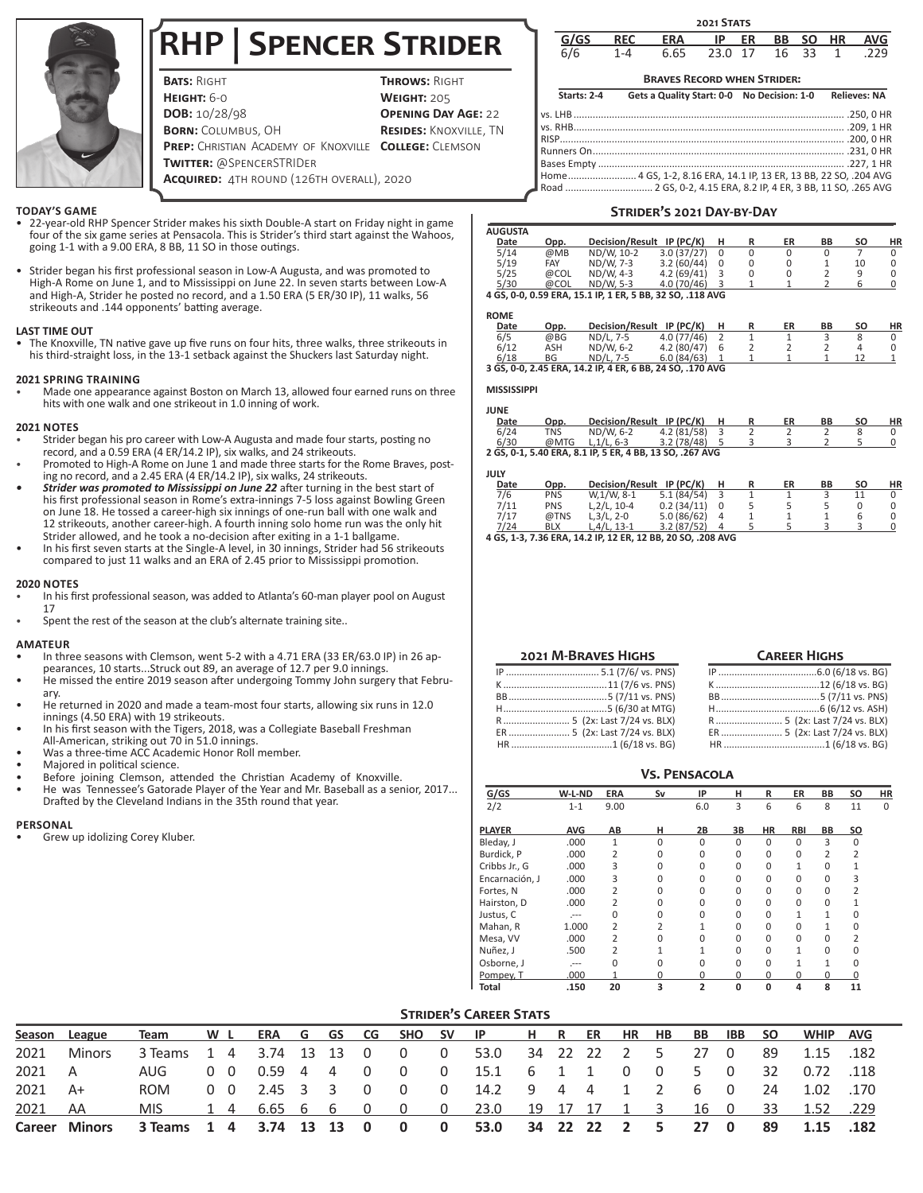# RHP | Spencer Strider

**Bats:** Right | **Throws:** Right
**Height:** 6-0 | **Weight:** 205
**DOB:** 10/28/98 | **Opening Day Age:** 22
**Born:** Columbus, OH | **Resides:** Knoxville, TN
**Prep:** Christian Academy of Knoxville | **College:** Clemson
**Twitter:** @SpencerSTRIDer
**Acquired:** 4th round (126th overall), 2020

## 2021 Stats

| G/GS | REC | ERA | IP | ER | BB | SO | HR | AVG |
|---|---|---|---|---|---|---|---|---|
| 6/6 | 1-4 | 6.65 | 23.0 | 17 | 16 | 33 | 1 | .229 |

**Braves Record when Strider:**

Starts: 2-4 | Gets a Quality Start: 0-0 | No Decision: 1-0 | Relieves: NA

- vs. LHB .......... .250, 0 HR
- vs. RHB .......... .209, 1 HR
- RISP .......... .200, 0 HR
- Runners On .......... .231, 0 HR
- Bases Empty .......... .227, 1 HR
- Home .......... 4 GS, 1-2, 8.16 ERA, 14.1 IP, 13 ER, 13 BB, 22 SO, .204 AVG
- Road .......... 2 GS, 0-2, 4.15 ERA, 8.2 IP, 4 ER, 3 BB, 11 SO, .265 AVG

### TODAY'S GAME

- 22-year-old RHP Spencer Strider makes his sixth Double-A start on Friday night in game four of the six game series at Pensacola. This is Strider's third start against the Wahoos, going 1-1 with a 9.00 ERA, 8 BB, 11 SO in those outings.
- Strider began his first professional season in Low-A Augusta, and was promoted to High-A Rome on June 1, and to Mississippi on June 22. In seven starts between Low-A and High-A, Strider he posted no record, and a 1.50 ERA (5 ER/30 IP), 11 walks, 56 strikeouts and .144 opponents' batting average.

### LAST TIME OUT

- The Knoxville, TN native gave up five runs on four hits, three walks, three strikeouts in his third-straight loss, in the 13-1 setback against the Shuckers last Saturday night.

### 2021 SPRING TRAINING

- Made one appearance against Boston on March 13, allowed four earned runs on three hits with one walk and one strikeout in 1.0 inning of work.

### 2021 NOTES

- Strider began his pro career with Low-A Augusta and made four starts, posting no record, and a 0.59 ERA (4 ER/14.2 IP), six walks, and 24 strikeouts.
- Promoted to High-A Rome on June 1 and made three starts for the Rome Braves, posting no record, and a 2.45 ERA (4 ER/14.2 IP), six walks, 24 strikeouts.
- ***Strider was promoted to Mississippi on June 22*** after turning in the best start of his first professional season in Rome's extra-innings 7-5 loss against Bowling Green on June 18. He tossed a career-high six innings of one-run ball with one walk and 12 strikeouts, another career-high. A fourth inning solo home run was the only hit Strider allowed, and he took a no-decision after exiting in a 1-1 ballgame.
- In his first seven starts at the Single-A level, in 30 innings, Strider had 56 strikeouts compared to just 11 walks and an ERA of 2.45 prior to Mississippi promotion.

### 2020 NOTES

- In his first professional season, was added to Atlanta's 60-man player pool on August 17
- Spent the rest of the season at the club's alternate training site..

### AMATEUR

- In three seasons with Clemson, went 5-2 with a 4.71 ERA (33 ER/63.0 IP) in 26 appearances, 10 starts...Struck out 89, an average of 12.7 per 9.0 innings.
- He missed the entire 2019 season after undergoing Tommy John surgery that February.
- He returned in 2020 and made a team-most four starts, allowing six runs in 12.0 innings (4.50 ERA) with 19 strikeouts.
- In his first season with the Tigers, 2018, was a Collegiate Baseball Freshman All-American, striking out 70 in 51.0 innings.
- Was a three-time ACC Academic Honor Roll member.
- Majored in political science.
- Before joining Clemson, attended the Christian Academy of Knoxville.
- He was Tennessee's Gatorade Player of the Year and Mr. Baseball as a senior, 2017... Drafted by the Cleveland Indians in the 35th round that year.

### PERSONAL

- Grew up idolizing Corey Kluber.

## Strider's 2021 Day-by-Day

**AUGUSTA**

| Date | Opp. | Decision/Result | IP (PC/K) | H | R | ER | BB | SO | HR |
|---|---|---|---|---|---|---|---|---|---|
| 5/14 | @MB | ND/W, 10-2 | 3.0 (37/27) | 0 | 0 | 0 | 0 | 7 | 0 |
| 5/19 | FAY | ND/W, 7-3 | 3.2 (60/44) | 0 | 0 | 0 | 1 | 10 | 0 |
| 5/25 | @COL | ND/W, 4-3 | 4.2 (69/41) | 3 | 0 | 0 | 2 | 9 | 0 |
| 5/30 | @COL | ND/W, 5-3 | 4.0 (70/46) | 3 | 1 | 1 | 2 | 6 | 0 |

4 GS, 0-0, 0.59 ERA, 15.1 IP, 1 ER, 5 BB, 32 SO, .118 AVG

**ROME**

| Date | Opp. | Decision/Result | IP (PC/K) | H | R | ER | BB | SO | HR |
|---|---|---|---|---|---|---|---|---|---|
| 6/5 | @BG | ND/L, 7-5 | 4.0 (77/46) | 2 | 1 | 1 | 3 | 8 | 0 |
| 6/12 | ASH | ND/W, 6-2 | 4.2 (80/47) | 6 | 2 | 2 | 2 | 4 | 0 |
| 6/18 | BG | ND/L, 7-5 | 6.0 (84/63) | 1 | 1 | 1 | 1 | 12 | 1 |

3 GS, 0-0, 2.45 ERA, 14.2 IP, 4 ER, 6 BB, 24 SO, .170 AVG

**MISSISSIPPI**

**JUNE**

| Date | Opp. | Decision/Result | IP (PC/K) | H | R | ER | BB | SO | HR |
|---|---|---|---|---|---|---|---|---|---|
| 6/24 | TNS | ND/W, 6-2 | 4.2 (81/58) | 3 | 2 | 2 | 2 | 8 | 0 |
| 6/30 | @MTG | L,1/L, 6-3 | 3.2 (78/48) | 5 | 3 | 3 | 2 | 5 | 0 |

2 GS, 0-1, 5.40 ERA, 8.1 IP, 5 ER, 4 BB, 13 SO, .267 AVG

**JULY**

| Date | Opp. | Decision/Result | IP (PC/K) | H | R | ER | BB | SO | HR |
|---|---|---|---|---|---|---|---|---|---|
| 7/6 | PNS | W,1/W, 8-1 | 5.1 (84/54) | 3 | 1 | 1 | 3 | 11 | 0 |
| 7/11 | PNS | L,2/L, 10-4 | 0.2 (34/11) | 0 | 5 | 5 | 5 | 0 | 0 |
| 7/17 | @TNS | L,3/L, 2-0 | 5.0 (86/62) | 4 | 1 | 1 | 1 | 6 | 0 |
| 7/24 | BLX | L,4/L, 13-1 | 3.2 (87/52) | 4 | 5 | 5 | 3 | 3 | 0 |

4 GS, 1-3, 7.36 ERA, 14.2 IP, 12 ER, 12 BB, 20 SO, .208 AVG

### 2021 M-Braves Highs

- IP .......... 5.1 (7/6/ vs. PNS)
- K .......... 11 (7/6 vs. PNS)
- BB .......... 5 (7/11 vs. PNS)
- H .......... 5 (6/30 at MTG)
- R .......... 5 (2x: Last 7/24 vs. BLX)
- ER .......... 5 (2x: Last 7/24 vs. BLX)
- HR .......... 1 (6/18 vs. BG)

### Career Highs

- IP .......... 6.0 (6/18 vs. BG)
- K .......... 12 (6/18 vs. BG)
- BB .......... 5 (7/11 vs. PNS)
- H .......... 6 (6/12 vs. ASH)
- R .......... 5 (2x: Last 7/24 vs. BLX)
- ER .......... 5 (2x: Last 7/24 vs. BLX)
- HR .......... 1 (6/18 vs. BG)

## Vs. Pensacola

| G/GS | W-L-ND | ERA | Sv | IP | H | R | ER | BB | SO | HR |
|---|---|---|---|---|---|---|---|---|---|---|
| 2/2 | 1-1 | 9.00 | | 6.0 | 3 | 6 | 6 | 8 | 11 | 0 |

| PLAYER | AVG | AB | H | 2B | 3B | HR | RBI | BB | SO |
|---|---|---|---|---|---|---|---|---|---|
| Bleday, J | .000 | 1 | 0 | 0 | 0 | 0 | 0 | 3 | 0 |
| Burdick, P | .000 | 2 | 0 | 0 | 0 | 0 | 0 | 2 | 2 |
| Cribbs Jr., G | .000 | 3 | 0 | 0 | 0 | 0 | 1 | 0 | 1 |
| Encarnación, J | .000 | 3 | 0 | 0 | 0 | 0 | 0 | 0 | 3 |
| Fortes, N | .000 | 2 | 0 | 0 | 0 | 0 | 0 | 0 | 2 |
| Hairston, D | .000 | 2 | 0 | 0 | 0 | 0 | 0 | 0 | 1 |
| Justus, C | .--- | 0 | 0 | 0 | 0 | 0 | 1 | 1 | 0 |
| Mahan, R | 1.000 | 2 | 2 | 1 | 0 | 0 | 0 | 1 | 0 |
| Mesa, VV | .000 | 2 | 0 | 0 | 0 | 0 | 0 | 0 | 2 |
| Nuñez, J | .500 | 2 | 1 | 1 | 0 | 0 | 1 | 0 | 0 |
| Osborne, J | .--- | 0 | 0 | 0 | 0 | 0 | 1 | 1 | 0 |
| Pompey, T | .000 | 1 | 0 | 0 | 0 | 0 | 0 | 0 | 0 |
| **Total** | **.150** | **20** | **3** | **2** | **0** | **0** | **4** | **8** | **11** |

## Strider's Career Stats

| Season | League | Team | W | L | ERA | G | GS | CG | SHO | SV | IP | H | R | ER | HR | HB | BB | IBB | SO | WHIP | AVG |
|---|---|---|---|---|---|---|---|---|---|---|---|---|---|---|---|---|---|---|---|---|---|
| 2021 | Minors | 3 Teams | 1 | 4 | 3.74 | 13 | 13 | 0 | 0 | 0 | 53.0 | 34 | 22 | 22 | 2 | 5 | 27 | 0 | 89 | 1.15 | .182 |
| 2021 | A | AUG | 0 | 0 | 0.59 | 4 | 4 | 0 | 0 | 0 | 15.1 | 6 | 1 | 1 | 0 | 0 | 5 | 0 | 32 | 0.72 | .118 |
| 2021 | A+ | ROM | 0 | 0 | 2.45 | 3 | 3 | 0 | 0 | 0 | 14.2 | 9 | 4 | 4 | 1 | 2 | 6 | 0 | 24 | 1.02 | .170 |
| 2021 | AA | MIS | 1 | 4 | 6.65 | 6 | 6 | 0 | 0 | 0 | 23.0 | 19 | 17 | 17 | 1 | 3 | 16 | 0 | 33 | 1.52 | .229 |
| **Career** | **Minors** | **3 Teams** | **1** | **4** | **3.74** | **13** | **13** | **0** | **0** | **0** | **53.0** | **34** | **22** | **22** | **2** | **5** | **27** | **0** | **89** | **1.15** | **.182** |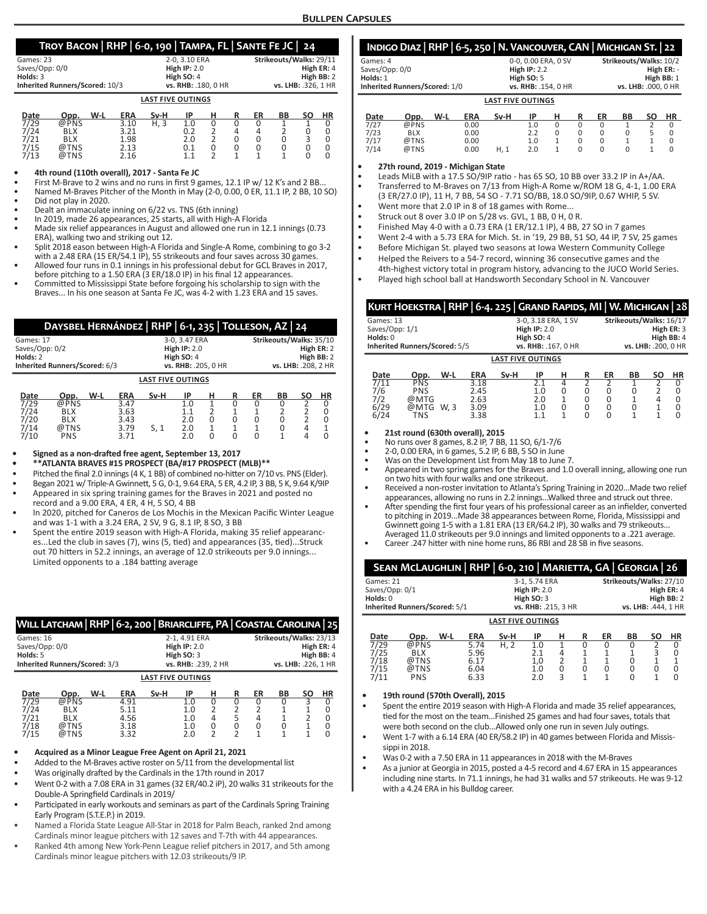## Bullpen Capsules

### Troy Bacon | RHP | 6-0, 190 | Tampa, FL | Sante Fe JC | 24

| Games: 23 | 2-0, 3.10 ERA | Strikeouts/Walks: 29/11 |
|---|---|---|
| Saves/Opp: 0/0 | High IP: 2.0 | High ER: 4 |
| Holds: 3 | High SO: 4 | High BB: 2 |
| Inherited Runners/Scored: 10/3 | vs. RHB: .180, 0 HR | vs. LHB: .326, 1 HR |

**LAST FIVE OUTINGS**

| Date | Opp. | W-L | ERA | Sv-H | IP | H | R | ER | BB | SO | HR |
|---|---|---|---|---|---|---|---|---|---|---|---|
| 7/29 | @PNS | | 3.10 | H, 3 | 1.0 | 0 | 0 | 0 | 1 | 1 | 0 |
| 7/24 | BLX | | 3.21 | | 0.2 | 2 | 4 | 4 | 2 | 0 | 0 |
| 7/21 | BLX | | 1.98 | | 2.0 | 2 | 0 | 0 | 0 | 3 | 0 |
| 7/15 | @TNS | | 2.13 | | 0.1 | 0 | 0 | 0 | 0 | 0 | 0 |
| 7/13 | @TNS | | 2.16 | | 1.1 | 2 | 1 | 1 | 1 | 0 | 0 |

- **4th round (110th overall), 2017 - Santa Fe JC**
- First M-Brave to 2 wins and no runs in first 9 games, 12.1 IP w/ 12 K's and 2 BB...
- Named M-Braves Pitcher of the Month in May (2-0, 0.00, 0 ER, 11.1 IP, 2 BB, 10 SO)
- Did not play in 2020.
- Dealt an immaculate inning on 6/22 vs. TNS (6th inning)
- In 2019, made 26 appearances, 25 starts, all with High-A Florida
- Made six relief appearances in August and allowed one run in 12.1 innings (0.73 ERA), walking two and striking out 12.
- Split 2018 eason between High-A Florida and Single-A Rome, combining to go 3-2 with a 2.48 ERA (15 ER/54.1 IP), 55 strikeouts and four saves across 30 games.
- Allowed four runs in 0.1 innings in his professional debut for GCL Braves in 2017, before pitching to a 1.50 ERA (3 ER/18.0 IP) in his final 12 appearances.
- Committed to Mississippi State before forgoing his scholarship to sign with the Braves... In his one season at Santa Fe JC, was 4-2 with 1.23 ERA and 15 saves.

### Daysbel Hernández | RHP | 6-1, 235 | Tolleson, AZ | 24

| Games: 17 | 3-0, 3.47 ERA | Strikeouts/Walks: 35/10 |
|---|---|---|
| Saves/Opp: 0/2 | High IP: 2.0 | High ER: 2 |
| Holds: 2 | High SO: 4 | High BB: 2 |
| Inherited Runners/Scored: 6/3 | vs. RHB: .205, 0 HR | vs. LHB: .208, 2 HR |

**LAST FIVE OUTINGS**

| Date | Opp. | W-L | ERA | Sv-H | IP | H | R | ER | BB | SO | HR |
|---|---|---|---|---|---|---|---|---|---|---|---|
| 7/29 | @PNS | | 3.47 | | 1.0 | 1 | 0 | 0 | 0 | 2 | 0 |
| 7/24 | BLX | | 3.63 | | 1.1 | 2 | 1 | 1 | 2 | 2 | 0 |
| 7/20 | BLX | | 3.43 | | 2.0 | 0 | 0 | 0 | 0 | 2 | 0 |
| 7/14 | @TNS | | 3.79 | S, 1 | 2.0 | 1 | 1 | 1 | 0 | 4 | 1 |
| 7/10 | PNS | | 3.71 | | 2.0 | 0 | 0 | 0 | 1 | 4 | 0 |

- **Signed as a non-drafted free agent, September 13, 2017**
- **\*\*ATLANTA BRAVES #15 PROSPECT (BA/#17 PROSPECT (MLB)\*\***
- Pitched the final 2.0 innings (4 K, 1 BB) of combined no-hitter on 7/10 vs. PNS (Elder).
- Began 2021 w/ Triple-A Gwinnett, 5 G, 0-1, 9.64 ERA, 5 ER, 4.2 IP, 3 BB, 5 K, 9.64 K/9IP
- Appeared in six spring training games for the Braves in 2021 and posted no record and a 9.00 ERA, 4 ER, 4 H, 5 SO, 4 BB
- In 2020, pitched for Caneros de Los Mochis in the Mexican Pacific Winter League and was 1-1 with a 3.24 ERA, 2 SV, 9 G, 8.1 IP, 8 SO, 3 BB
- Spent the entire 2019 season with High-A Florida, making 35 relief appearances...Led the club in saves (7), wins (5, tied) and appearances (35, tied)...Struck out 70 hitters in 52.2 innings, an average of 12.0 strikeouts per 9.0 innings... Limited opponents to a .184 batting average

### Will Latcham | RHP | 6-2, 200 | Briarcliffe, PA | Coastal Carolina | 25

| Games: 16 | 2-1, 4.91 ERA | Strikeouts/Walks: 23/13 |
|---|---|---|
| Saves/Opp: 0/0 | High IP: 2.0 | High ER: 4 |
| Holds: 5 | High SO: 3 | High BB: 4 |
| Inherited Runners/Scored: 3/3 | vs. RHB: .239, 2 HR | vs. LHB: .226, 1 HR |

**LAST FIVE OUTINGS**

| Date | Opp. | W-L | ERA | Sv-H | IP | H | R | ER | BB | SO | HR |
|---|---|---|---|---|---|---|---|---|---|---|---|
| 7/29 | @PNS | | 4.91 | | 1.0 | 0 | 0 | 0 | 0 | 3 | 0 |
| 7/24 | BLX | | 5.11 | | 1.0 | 2 | 2 | 2 | 1 | 1 | 0 |
| 7/21 | BLX | | 4.56 | | 1.0 | 4 | 5 | 4 | 1 | 2 | 0 |
| 7/18 | @TNS | | 3.18 | | 1.0 | 0 | 0 | 0 | 0 | 1 | 0 |
| 7/15 | @TNS | | 3.32 | | 2.0 | 2 | 2 | 1 | 1 | 1 | 0 |

- **Acquired as a Minor League Free Agent on April 21, 2021**
- Added to the M-Braves active roster on 5/11 from the developmental list
- Was originally drafted by the Cardinals in the 17th round in 2017
- Went 0-2 with a 7.08 ERA in 31 games (32 ER/40.2 IP), 20 walks 31 strikeouts for the Double-A Springfield Cardinals in 2019/
- Participated in early workouts and seminars as part of the Cardinals Spring Training Early Program (S.T.E.P.) in 2019.
- Named a Florida State League All-Star in 2018 for Palm Beach, ranked 2nd among Cardinals minor league pitchers with 12 saves and T-7th with 44 appearances.
- Ranked 4th among New York-Penn League relief pitchers in 2017, and 5th among Cardinals minor league pitchers with 12.03 strikeouts/9 IP.

### Indigo Diaz | RHP | 6-5, 250 | N. Vancouver, CAN | Michigan St. | 22

| Games: 4 | 0-0, 0.00 ERA, 0 SV | Strikeouts/Walks: 10/2 |
|---|---|---|
| Saves/Opp: 0/0 | High IP: 2.2 | High ER: - |
| Holds: 1 | High SO: 5 | High BB: 1 |
| Inherited Runners/Scored: 1/0 | vs. RHB: .154, 0 HR | vs. LHB: .000, 0 HR |

**LAST FIVE OUTINGS**

| Date | Opp. | W-L | ERA | Sv-H | IP | H | R | ER | BB | SO | HR |
|---|---|---|---|---|---|---|---|---|---|---|---|
| 7/27 | @PNS | | 0.00 | | 1.0 | 0 | 0 | 0 | 1 | 2 | 0 |
| 7/23 | BLX | | 0.00 | | 2.2 | 0 | 0 | 0 | 0 | 5 | 0 |
| 7/17 | @TNS | | 0.00 | | 1.0 | 1 | 0 | 0 | 1 | 1 | 0 |
| 7/14 | @TNS | | 0.00 | H, 1 | 2.0 | 1 | 0 | 0 | 0 | 1 | 0 |

- **27th round, 2019 - Michigan State**
- Leads MiLB with a 17.5 SO/9IP ratio - has 65 SO, 10 BB over 33.2 IP in A+/AA.
- Transferred to M-Braves on 7/13 from High-A Rome w/ROM 18 G, 4-1, 1.00 ERA (3 ER/27.0 IP), 11 H, 7 BB, 54 SO - 7.71 SO/BB, 18.0 SO/9IP, 0.67 WHIP, 5 SV.
- Went more that 2.0 IP in 8 of 18 games with Rome...
- Struck out 8 over 3.0 IP on 5/28 vs. GVL, 1 BB, 0 H, 0 R.
- Finished May 4-0 with a 0.73 ERA (1 ER/12.1 IP), 4 BB, 27 SO in 7 games
- Went 2-4 with a 5.73 ERA for Mich. St. in '19, 29 BB, 51 SO, 44 IP, 7 SV, 25 games
- Before Michigan St. played two seasons at Iowa Western Community College
- Helped the Reivers to a 54-7 record, winning 36 consecutive games and the 4th-highest victory total in program history, advancing to the JUCO World Series.
- Played high school ball at Handsworth Secondary School in N. Vancouver

### Kurt Hoekstra | RHP | 6-4. 225 | Grand Rapids, MI | W. Michigan | 28

| Games: 13 | 3-0, 3.18 ERA, 1 SV | Strikeouts/Walks: 16/17 |
|---|---|---|
| Saves/Opp: 1/1 | High IP: 2.0 | High ER: 3 |
| Holds: 0 | High SO: 4 | High BB: 4 |
| Inherited Runners/Scored: 5/5 | vs. RHB: .167, 0 HR | vs. LHB: .200, 0 HR |

**LAST FIVE OUTINGS**

| Date | Opp. | W-L | ERA | Sv-H | IP | H | R | ER | BB | SO | HR |
|---|---|---|---|---|---|---|---|---|---|---|---|
| 7/11 | PNS | | 3.18 | | 2.1 | 4 | 2 | 2 | 1 | 2 | 0 |
| 7/6 | PNS | | 2.45 | | 1.0 | 0 | 0 | 0 | 0 | 2 | 0 |
| 7/2 | @MTG | | 2.63 | | 2.0 | 1 | 0 | 0 | 1 | 4 | 0 |
| 6/29 | @MTG | W, 3 | 3.09 | | 1.0 | 0 | 0 | 0 | 0 | 1 | 0 |
| 6/24 | TNS | | 3.38 | | 1.1 | 1 | 0 | 0 | 1 | 1 | 0 |

- **21st round (630th overall), 2015**
- No runs over 8 games, 8.2 IP, 7 BB, 11 SO, 6/1-7/6
- 2-0, 0.00 ERA, in 6 games, 5.2 IP, 6 BB, 5 SO in June
- Was on the Development List from May 18 to June 7.
- Appeared in two spring games for the Braves and 1.0 overall inning, allowing one run on two hits with four walks and one strikeout.
- Received a non-roster invitation to Atlanta's Spring Training in 2020...Made two relief appearances, allowing no runs in 2.2 innings...Walked three and struck out three.
- After spending the first four years of his professional career as an infielder, converted to pitching in 2019...Made 38 appearances between Rome, Florida, Mississippi and Gwinnett going 1-5 with a 1.81 ERA (13 ER/64.2 IP), 30 walks and 79 strikeouts... Averaged 11.0 strikeouts per 9.0 innings and limited opponents to a .221 average.
- Career .247 hitter with nine home runs, 86 RBI and 28 SB in five seasons.

### Sean McLaughlin | RHP | 6-0, 210 | Marietta, GA | Georgia | 26

| Games: 21 | 3-1, 5.74 ERA | Strikeouts/Walks: 27/10 |
|---|---|---|
| Saves/Opp: 0/1 | High IP: 2.0 | High ER: 4 |
| Holds: 0 | High SO: 3 | High BB: 2 |
| Inherited Runners/Scored: 5/1 | vs. RHB: .215, 3 HR | vs. LHB: .444, 1 HR |

**LAST FIVE OUTINGS**

| Date | Opp. | W-L | ERA | Sv-H | IP | H | R | ER | BB | SO | HR |
|---|---|---|---|---|---|---|---|---|---|---|---|
| 7/29 | @PNS | | 5.74 | H, 2 | 1.0 | 1 | 0 | 0 | 0 | 2 | 0 |
| 7/25 | BLX | | 5.96 | | 2.1 | 4 | 1 | 1 | 1 | 3 | 0 |
| 7/18 | @TNS | | 6.17 | | 1,0 | 2 | 1 | 1 | 0 | 1 | 1 |
| 7/15 | @TNS | | 6.04 | | 1.0 | 0 | 0 | 0 | 0 | 0 | 0 |
| 7/11 | PNS | | 6.33 | | 2.0 | 3 | 1 | 1 | 0 | 1 | 0 |

- **19th round (570th Overall), 2015**
- Spent the entire 2019 season with High-A Florida and made 35 relief appearances, tied for the most on the team...Finished 25 games and had four saves, totals that were both second on the club...Allowed only one run in seven July outings.
- Went 1-7 with a 6.14 ERA (40 ER/58.2 IP) in 40 games between Florida and Mississippi in 2018.
- Was 0-2 with a 7.50 ERA in 11 appearances in 2018 with the M-Braves
- As a junior at Georgia in 2015, posted a 4-5 record and 4.67 ERA in 15 appearances including nine starts. In 71.1 innings, he had 31 walks and 57 strikeouts. He was 9-12 with a 4.24 ERA in his Bulldog career.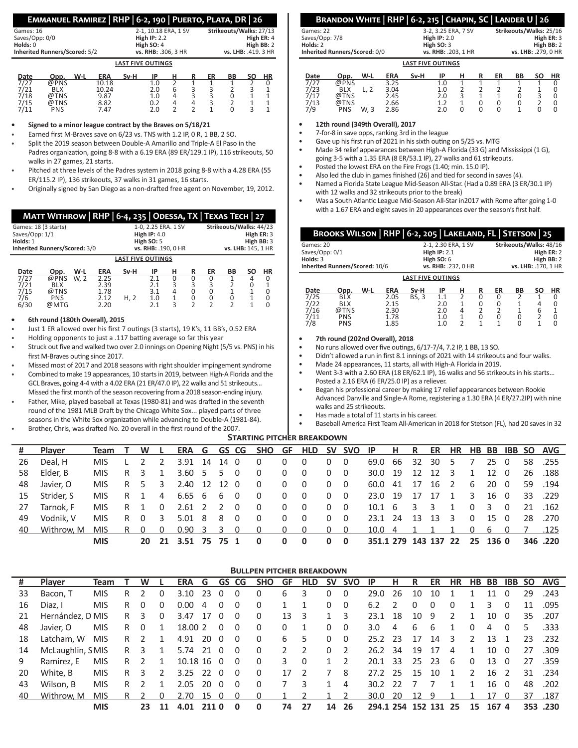## Emmanuel Ramirez | RHP | 6-2, 190 | Puerto Plata, DR | 26

Games: 16 | 2-1, 10.18 ERA, 1 SV | Strikeouts/Walks: 27/13
Saves/Opp: 0/0 | **High IP:** 2.2 | **High ER:** 4
**Holds:** 0 | **High SO:** 4 | **High BB:** 2
**Inherited Runners/Scored:** 5/2 | **vs. RHB:** .306, 3 HR | **vs. LHB:** .419. 3 HR

**LAST FIVE OUTINGS**

| Date | Opp. | W-L | ERA | Sv-H | IP | H | R | ER | BB | SO | HR |
|---|---|---|---|---|---|---|---|---|---|---|---|
| 7/27 | @PNS | | 10.18 | | 1.0 | 2 | 1 | 1 | 1 | 2 | 0 |
| 7/21 | BLX | | 10.24 | | 2.0 | 6 | 3 | 3 | 2 | 3 | 1 |
| 7/18 | @TNS | | 9.87 | | 1.0 | 4 | 3 | 3 | 0 | 1 | 1 |
| 7/15 | @TNS | | 8.82 | | 0.2 | 4 | 4 | 3 | 2 | 1 | 1 |
| 7/11 | PNS | | 7.47 | | 2.0 | 2 | 2 | 1 | 0 | 3 | 1 |

- **Signed to a minor league contract by the Braves on 5/18/21**
- Earned first M-Braves save on 6/23 vs. TNS with 1.2 IP, 0 R, 1 BB, 2 SO.
- Split the 2019 season between Double-A Amarillo and Triple-A El Paso in the Padres organization, going 8-8 with a 6.19 ERA (89 ER/129.1 IP), 116 strikeouts, 50 walks in 27 games, 21 starts.
- Pitched at three levels of the Padres system in 2018 going 8-8 with a 4.28 ERA (55 ER/115.2 IP), 136 strikeouts, 37 walks in 31 games, 16 starts.
- Originally signed by San Diego as a non-drafted free agent on November, 19, 2012.

## Matt Withrow | RHP | 6-4, 235 | Odessa, TX | Texas Tech | 27

Games: 18 (3 starts) | 1-0, 2.25 ERA. 1 SV | Strikeouts/Walks: 44/23
Saves/Opp: 1/1 | **High IP:** 4.0 | **High ER:** 3
**Holds:** 1 | **High SO:** 5 | **High BB:** 3
**Inherited Runners/Scored:** 3/0 | **vs. RHB:** .190, 0 HR | **vs. LHB:** 145, 1 HR

**LAST FIVE OUTINGS**

| Date | Opp. | W-L | ERA | Sv-H | IP | H | R | ER | BB | SO | HR |
|---|---|---|---|---|---|---|---|---|---|---|---|
| 7/27 | @PNS | W, 2 | 2.25 | | 2.1 | 0 | 0 | 0 | 1 | 4 | 0 |
| 7/21 | BLX | | 2.39 | | 2.1 | 3 | 3 | 3 | 2 | 0 | 1 |
| 7/15 | @TNS | | 1.78 | | 3.1 | 4 | 0 | 0 | 1 | 1 | 0 |
| 7/6 | PNS | | 2.12 | H, 2 | 1.0 | 1 | 0 | 0 | 0 | 1 | 0 |
| 6/30 | @MTG | | 2.20 | | 2.1 | 3 | 2 | 2 | 2 | 1 | 0 |

- **6th round (180th Overall), 2015**
- Just 1 ER allowed over his first 7 outings (3 starts), 19 K's, 11 BB's, 0.52 ERA
- Holding opponents to just a .117 batting average so far this year
- Struck out five and walked two over 2.0 innings on Opening Night (5/5 vs. PNS) in his first M-Braves outing since 2017.
- Missed most of 2017 and 2018 seasons with right shoulder impingement syndrome
- Combined to make 19 appearances, 10 starts in 2019, between High-A Florida and the GCL Braves, going 4-4 with a 4.02 ERA (21 ER/47.0 IP), 22 walks and 51 strikeouts... Missed the first month of the season recovering from a 2018 season-ending injury.
- Father, Mike, played baseball at Texas (1980-81) and was drafted in the seventh round of the 1981 MLB Draft by the Chicago White Sox... played parts of three seasons in the White Sox organization while advancing to Double-A (1981-84).
- Brother, Chris, was drafted No. 20 overall in the first round of the 2007.

## Brandon White | RHP | 6-2, 215 | Chapin, SC | Lander U | 26

Games: 22 | 3-2, 3.25 ERA, 7 SV | Strikeouts/Walks: 25/16
Saves/Opp: 7/8 | **High IP:** 2.0 | **High ER:** 3
**Holds:** 2 | **High SO:** 3 | **High BB:** 2
**Inherited Runners/Scored:** 0/0 | **vs. RHB:** .203, 1 HR | **vs. LHB:** .279, 0 HR

**LAST FIVE OUTINGS**

| Date | Opp. | W-L | ERA | Sv-H | IP | H | R | ER | BB | SO | HR |
|---|---|---|---|---|---|---|---|---|---|---|---|
| 7/27 | @PNS | | 3.25 | | 1.0 | 1 | 1 | 1 | 1 | 1 | 0 |
| 7/23 | BLX | L, 2 | 3.04 | | 1.0 | 2 | 2 | 2 | 2 | 1 | 0 |
| 7/17 | @TNS | | 2.45 | | 2.0 | 3 | 1 | 1 | 0 | 3 | 0 |
| 7/13 | @TNS | | 2.66 | | 1.2 | 1 | 0 | 0 | 0 | 2 | 0 |
| 7/9 | PNS | W, 3 | 2.86 | | 2.0 | 0 | 0 | 0 | 1 | 0 | 0 |

- **12th round (349th Overall), 2017**
- 7-for-8 in save opps, ranking 3rd in the league
- Gave up his first run of 2021 in his sixth outing on 5/25 vs. MTG
- Made 34 relief appearances between High-A Florida (33 G) and Mississippi (1 G), going 3-5 with a 1.35 ERA (8 ER/53.1 IP), 27 walks and 61 strikeouts.
- Posted the lowest ERA on the Fire Frogs (1.40; min. 15.0 IP).
- Also led the club in games finished (26) and tied for second in saves (4).
- Named a Florida State League Mid-Season All-Star. (Had a 0.89 ERA (3 ER/30.1 IP) with 12 walks and 32 strikeouts prior to the break)
- Was a South Atlantic League Mid-Season All-Star in2017 with Rome after going 1-0 with a 1.67 ERA and eight saves in 20 appearances over the season's first half.

## Brooks Wilson | RHP | 6-2, 205 | Lakeland, FL | Stetson | 25

Games: 20 | 2-1, 2.30 ERA, 1 SV | Strikeouts/Walks: 48/16
Saves/Opp: 0/1 | **High IP:** 2.1 | **High ER:** 2
**Holds:** 3 | **High SO:** 6 | **High BB:** 2
**Inherited Runners/Scored:** 10/6 | **vs. RHB:** .232, 0 HR | **vs. LHB:** .170, 1 HR

**LAST FIVE OUTINGS**

| Date | Opp. | W-L | ERA | Sv-H | IP | H | R | ER | BB | SO | HR |
|---|---|---|---|---|---|---|---|---|---|---|---|
| 7/25 | BLX | | 2.05 | BS, 3 | 1.1 | 2 | 0 | 0 | 2 | 1 | 0 |
| 7/22 | BLX | | 2.15 | | 2.0 | 1 | 0 | 0 | 1 | 4 | 0 |
| 7/16 | @TNS | | 2.30 | | 2.0 | 4 | 2 | 2 | 1 | 6 | 1 |
| 7/11 | PNS | | 1.78 | | 1.0 | 1 | 0 | 0 | 0 | 2 | 0 |
| 7/8 | PNS | | 1.85 | | 1.0 | 2 | 1 | 1 | 0 | 1 | 0 |

- **7th round (202nd Overall), 2018**
- No runs allowed over five outings, 6/17-7/4, 7.2 IP, 1 BB, 13 SO.
- Didn't allowed a run in first 8.1 innings of 2021 with 14 strikeouts and four walks.
- Made 24 appearances, 11 starts, all with High-A Florida in 2019.
- Went 3-3 with a 2.60 ERA (18 ER/62.1 IP), 16 walks and 56 strikeouts in his starts... Posted a 2.16 ERA (6 ER/25.0 IP) as a reliever.
- Began his professional career by making 17 relief appearances between Rookie Advanced Danville and Single-A Rome, registering a 1.30 ERA (4 ER/27.2IP) with nine walks and 25 strikeouts.
- Has made a total of 11 starts in his career.
- Baseball America First Team All-American in 2018 for Stetson (FL), had 20 saves in 32

## Starting Pitcher Breakdown

| # | Player | Team | T | W | L | ERA | G | GS | CG | SHO | GF | HLD | SV | SVO | IP | H | R | ER | HR | HB | BB | IBB | SO | AVG |
|---|---|---|---|---|---|---|---|---|---|---|---|---|---|---|---|---|---|---|---|---|---|---|---|---|
| 26 | Deal, H | MIS | L | 2 | 2 | 3.91 | 14 | 14 | 0 | 0 | 0 | 0 | 0 | 0 | 69.0 | 66 | 32 | 30 | 5 | 7 | 25 | 0 | 58 | .255 |
| 58 | Elder, B | MIS | R | 3 | 1 | 3.60 | 5 | 5 | 0 | 0 | 0 | 0 | 0 | 0 | 30.0 | 19 | 12 | 12 | 3 | 1 | 12 | 0 | 26 | .188 |
| 48 | Javier, O | MIS | R | 5 | 3 | 2.40 | 12 | 12 | 0 | 0 | 0 | 0 | 0 | 0 | 60.0 | 41 | 17 | 16 | 2 | 6 | 20 | 0 | 59 | .194 |
| 15 | Strider, S | MIS | R | 1 | 4 | 6.65 | 6 | 6 | 0 | 0 | 0 | 0 | 0 | 0 | 23.0 | 19 | 17 | 17 | 1 | 3 | 16 | 0 | 33 | .229 |
| 27 | Tarnok, F | MIS | R | 1 | 0 | 2.61 | 2 | 2 | 0 | 0 | 0 | 0 | 0 | 0 | 10.1 | 6 | 3 | 3 | 1 | 0 | 3 | 0 | 21 | .162 |
| 49 | Vodnik, V | MIS | R | 0 | 3 | 5.01 | 8 | 8 | 0 | 0 | 0 | 0 | 0 | 0 | 23.1 | 24 | 13 | 13 | 3 | 0 | 15 | 0 | 28 | .270 |
| 40 | Withrow, M | MIS | R | 0 | 0 | 0.90 | 3 | 3 | 0 | 0 | 0 | 0 | 0 | 0 | 10.0 | 4 | 1 | 1 | 1 | 0 | 6 | 0 | 7 | .125 |
| | | **MIS** | | **20** | **21** | **3.51** | **75** | **75** | **1** | **0** | **0** | **0** | **0** | **0** | **351.1** | **279** | **143** | **137** | **22** | **25** | **136** | **0** | **346** | **.220** |

## Bullpen Pitcher Breakdown

| # | Player | Team | T | W | L | ERA | G | GS | CG | SHO | GF | HLD | SV | SVO | IP | H | R | ER | HR | HB | BB | IBB | SO | AVG |
|---|---|---|---|---|---|---|---|---|---|---|---|---|---|---|---|---|---|---|---|---|---|---|---|---|
| 33 | Bacon, T | MIS | R | 2 | 0 | 3.10 | 23 | 0 | 0 | 0 | 6 | 3 | 0 | 0 | 29.0 | 26 | 10 | 10 | 1 | 1 | 11 | 0 | 29 | .243 |
| 16 | Diaz, I | MIS | R | 0 | 0 | 0.00 | 4 | 0 | 0 | 0 | 1 | 1 | 0 | 0 | 6.2 | 2 | 0 | 0 | 0 | 1 | 3 | 0 | 11 | .095 |
| 21 | Hernández, D | MIS | R | 3 | 0 | 3.47 | 17 | 0 | 0 | 0 | 13 | 3 | 1 | 3 | 23.1 | 18 | 10 | 9 | 2 | 1 | 10 | 0 | 35 | .207 |
| 48 | Javier, O | MIS | R | 0 | 1 | 18.00 | 2 | 0 | 0 | 0 | 0 | 1 | 0 | 0 | 3.0 | 4 | 6 | 6 | 1 | 0 | 4 | 0 | 5 | .333 |
| 18 | Latcham, W | MIS | R | 2 | 1 | 4.91 | 20 | 0 | 0 | 0 | 6 | 5 | 0 | 0 | 25.2 | 23 | 17 | 14 | 3 | 2 | 13 | 1 | 23 | .232 |
| 14 | McLaughlin, S | MIS | R | 3 | 1 | 5.74 | 21 | 0 | 0 | 0 | 2 | 2 | 0 | 2 | 26.2 | 34 | 19 | 17 | 4 | 1 | 10 | 0 | 27 | .309 |
| 9 | Ramirez, E | MIS | R | 2 | 1 | 10.18 | 16 | 0 | 0 | 0 | 3 | 0 | 1 | 2 | 20.1 | 33 | 25 | 23 | 6 | 0 | 13 | 0 | 27 | .359 |
| 20 | White, B | MIS | R | 3 | 2 | 3.25 | 22 | 0 | 0 | 0 | 17 | 2 | 7 | 8 | 27.2 | 25 | 15 | 10 | 1 | 2 | 16 | 2 | 31 | .234 |
| 43 | Wilson, B | MIS | R | 2 | 1 | 2.05 | 20 | 0 | 0 | 0 | 7 | 3 | 1 | 4 | 30.2 | 22 | 7 | 7 | 1 | 1 | 16 | 0 | 48 | .202 |
| 40 | Withrow, M | MIS | R | 2 | 0 | 2.70 | 15 | 0 | 0 | 0 | 1 | 2 | 1 | 2 | 30.0 | 20 | 12 | 9 | 1 | 1 | 17 | 0 | 37 | .187 |
| | | **MIS** | | **23** | **11** | **4.01** | **211** | **0** | **0** | **0** | **74** | **27** | **14** | **26** | **294.1** | **254** | **152** | **131** | **25** | **15** | **167** | **4** | **353** | **.230** |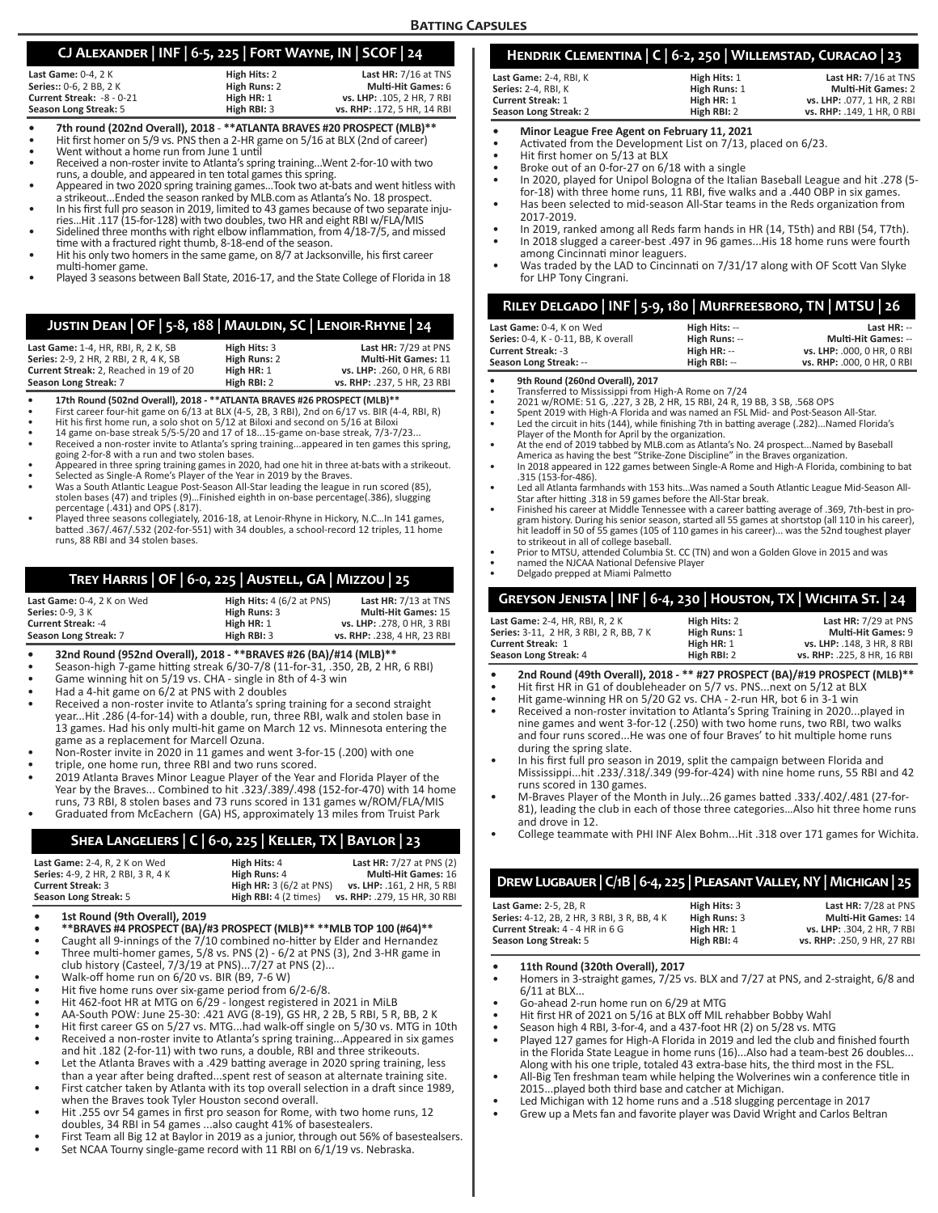## Batting Capsules

### CJ Alexander | INF | 6-5, 225 | Fort Wayne, IN | SCOF | 24

| | | |
|---|---|---|
| **Last Game:** 0-4, 2 K | **High Hits:** 2 | **Last HR:** 7/16 at TNS |
| **Series::** 0-6, 2 BB, 2 K | **High Runs:** 2 | **Multi-Hit Games:** 6 |
| **Current Streak:** -8 - 0-21 | **High HR:** 1 | **vs. LHP:** .105, 2 HR, 7 RBI |
| **Season Long Streak:** 5 | **High RBI:** 3 | **vs. RHP:** .172, 5 HR, 14 RBI |

- **7th round (202nd Overall), 2018 - **ATLANTA BRAVES #20 PROSPECT (MLB)****
- Hit first homer on 5/9 vs. PNS then a 2-HR game on 5/16 at BLX (2nd of career)
- Went without a home run from June 1 until
- Received a non-roster invite to Atlanta's spring training...Went 2-for-10 with two runs, a double, and appeared in ten total games this spring.
- Appeared in two 2020 spring training games...Took two at-bats and went hitless with a strikeout...Ended the season ranked by MLB.com as Atlanta's No. 18 prospect.
- In his first full pro season in 2019, limited to 43 games because of two separate injuries...Hit .117 (15-for-128) with two doubles, two HR and eight RBI w/FLA/MIS
- Sidelined three months with right elbow inflammation, from 4/18-7/5, and missed time with a fractured right thumb, 8-18-end of the season.
- Hit his only two homers in the same game, on 8/7 at Jacksonville, his first career multi-homer game.
- Played 3 seasons between Ball State, 2016-17, and the State College of Florida in 18

### Justin Dean | OF | 5-8, 188 | Mauldin, SC | Lenoir-Rhyne | 24

| | | |
|---|---|---|
| **Last Game:** 1-4, HR, RBI, R, 2 K, SB | **High Hits:** 3 | **Last HR:** 7/29 at PNS |
| **Series:** 2-9, 2 HR, 2 RBI, 2 R, 4 K, SB | **High Runs:** 2 | **Multi-Hit Games:** 11 |
| **Current Streak:** 2, Reached in 19 of 20 | **High HR:** 1 | **vs. LHP:** .260, 0 HR, 6 RBI |
| **Season Long Streak:** 7 | **High RBI:** 2 | **vs. RHP:** .237, 5 HR, 23 RBI |

- **17th Round (502nd Overall), 2018 - **ATLANTA BRAVES #26 PROSPECT (MLB)****
- First career four-hit game on 6/13 at BLX (4-5, 2B, 3 RBI), 2nd on 6/17 vs. BIR (4-4, RBI, R)
- Hit his first home run, a solo shot on 5/12 at Biloxi and second on 5/16 at Biloxi
- 14 game on-base streak 5/5-5/20 and 17 of 18...15-game on-base streak, 7/3-7/23...
- Received a non-roster invite to Atlanta's spring training...appeared in ten games this spring, going 2-for-8 with a run and two stolen bases.
- Appeared in three spring training games in 2020, had one hit in three at-bats with a strikeout.
- Selected as Single-A Rome's Player of the Year in 2019 by the Braves.
- Was a South Atlantic League Post-Season All-Star leading the league in run scored (85), stolen bases (47) and triples (9)...Finished eighth in on-base percentage(.386), slugging percentage (.431) and OPS (.817).
- Played three seasons collegiately, 2016-18, at Lenoir-Rhyne in Hickory, N.C...In 141 games, batted .367/.467/.532 (202-for-551) with 34 doubles, a school-record 12 triples, 11 home runs, 88 RBI and 34 stolen bases.

### Trey Harris | OF | 6-0, 225 | Austell, GA | Mizzou | 25

| | | |
|---|---|---|
| **Last Game:** 0-4, 2 K on Wed | **High Hits:** 4 (6/2 at PNS) | **Last HR:** 7/13 at TNS |
| **Series:** 0-9, 3 K | **High Runs:** 3 | **Multi-Hit Games:** 15 |
| **Current Streak:** -4 | **High HR:** 1 | **vs. LHP:** .278, 0 HR, 3 RBI |
| **Season Long Streak:** 7 | **High RBI:** 3 | **vs. RHP:** .238, 4 HR, 23 RBI |

- **32nd Round (952nd Overall), 2018 - **BRAVES #26 (BA)/#14 (MLB)****
- Season-high 7-game hitting streak 6/30-7/8 (11-for-31, .350, 2B, 2 HR, 6 RBI)
- Game winning hit on 5/19 vs. CHA - single in 8th of 4-3 win
- Had a 4-hit game on 6/2 at PNS with 2 doubles
- Received a non-roster invite to Atlanta's spring training for a second straight year...Hit .286 (4-for-14) with a double, run, three RBI, walk and stolen base in 13 games. Had his only multi-hit game on March 12 vs. Minnesota entering the game as a replacement for Marcell Ozuna.
- Non-Roster invite in 2020 in 11 games and went 3-for-15 (.200) with one
- triple, one home run, three RBI and two runs scored.
- 2019 Atlanta Braves Minor League Player of the Year and Florida Player of the Year by the Braves... Combined to hit .323/.389/.498 (152-for-470) with 14 home runs, 73 RBI, 8 stolen bases and 73 runs scored in 131 games w/ROM/FLA/MIS
- Graduated from McEachern (GA) HS, approximately 13 miles from Truist Park

### Shea Langeliers | C | 6-0, 225 | Keller, TX | Baylor | 23

| | | |
|---|---|---|
| **Last Game:** 2-4, R, 2 K on Wed | **High Hits:** 4 | **Last HR:** 7/27 at PNS (2) |
| **Series:** 4-9, 2 HR, 2 RBI, 3 R, 4 K | **High Runs:** 4 | **Multi-Hit Games:** 16 |
| **Current Streak:** 3 | **High HR:** 3 (6/2 at PNS) | **vs. LHP:** .161, 2 HR, 5 RBI |
| **Season Long Streak:** 5 | **High RBI:** 4 (2 times) | **vs. RHP:** .279, 15 HR, 30 RBI |

- **1st Round (9th Overall), 2019**
- ****BRAVES #4 PROSPECT (BA)/#3 PROSPECT (MLB)** **MLB TOP 100 (#64)****
- Caught all 9-innings of the 7/10 combined no-hitter by Elder and Hernandez
- Three multi-homer games, 5/8 vs. PNS (2) - 6/2 at PNS (3), 2nd 3-HR game in club history (Casteel, 7/3/19 at PNS)...7/27 at PNS (2)...
- Walk-off home run on 6/20 vs. BIR (B9, 7-6 W)
- Hit five home runs over six-game period from 6/2-6/8.
- Hit 462-foot HR at MTG on 6/29 - longest registered in 2021 in MiLB
- AA-South POW: June 25-30: .421 AVG (8-19), GS HR, 2 2B, 5 RBI, 5 R, BB, 2 K
- Hit first career GS on 5/27 vs. MTG...had walk-off single on 5/30 vs. MTG in 10th
- Received a non-roster invite to Atlanta's spring training...Appeared in six games and hit .182 (2-for-11) with two runs, a double, RBI and three strikeouts.
- Let the Atlanta Braves with a .429 batting average in 2020 spring training, less than a year after being drafted...spent rest of season at alternate training site.
- First catcher taken by Atlanta with its top overall selection in a draft since 1989, when the Braves took Tyler Houston second overall.
- Hit .255 ovr 54 games in first pro season for Rome, with two home runs, 12 doubles, 34 RBI in 54 games ...also caught 41% of basestealers.
- First Team all Big 12 at Baylor in 2019 as a junior, through out 56% of basestealers.
- Set NCAA Tourny single-game record with 11 RBI on 6/1/19 vs. Nebraska.

### Hendrik Clementina | C | 6-2, 250 | Willemstad, Curacao | 23

| | | |
|---|---|---|
| **Last Game:** 2-4, RBI, K | **High Hits:** 1 | **Last HR:** 7/16 at TNS |
| **Series:** 2-4, RBI, K | **High Runs:** 1 | **Multi-Hit Games:** 2 |
| **Current Streak:** 1 | **High HR:** 1 | **vs. LHP:** .077, 1 HR, 2 RBI |
| **Season Long Streak:** 2 | **High RBI:** 2 | **vs. RHP:** .149, 1 HR, 0 RBI |

- **Minor League Free Agent on February 11, 2021**
- Activated from the Development List on 7/13, placed on 6/23.
- Hit first homer on 5/13 at BLX
- Broke out of an 0-for-27 on 6/18 with a single
- In 2020, played for Unipol Bologna of the Italian Baseball League and hit .278 (5-for-18) with three home runs, 11 RBI, five walks and a .440 OBP in six games.
- Has been selected to mid-season All-Star teams in the Reds organization from 2017-2019.
- In 2019, ranked among all Reds farm hands in HR (14, T5th) and RBI (54, T7th).
- In 2018 slugged a career-best .497 in 96 games...His 18 home runs were fourth among Cincinnati minor leaguers.
- Was traded by the LAD to Cincinnati on 7/31/17 along with OF Scott Van Slyke for LHP Tony Cingrani.

### Riley Delgado | INF | 5-9, 180 | Murfreesboro, TN | MTSU | 26

| | | |
|---|---|---|
| **Last Game:** 0-4, K on Wed | **High Hits:** -- | **Last HR:** -- |
| **Series:** 0-4, K - 0-11, BB, K overall | **High Runs:** -- | **Multi-Hit Games:** -- |
| **Current Streak:** -3 | **High HR:** -- | **vs. LHP:** .000, 0 HR, 0 RBI |
| **Season Long Streak:** -- | **High RBI:** -- | **vs. RHP:** .000, 0 HR, 0 RBI |

- **9th Round (260nd Overall), 2017**
- Transferred to Mississippi from High-A Rome on 7/24
- 2021 w/ROME: 51 G, .227, 3 2B, 2 HR, 15 RBI, 24 R, 19 BB, 3 SB, .568 OPS
- Spent 2019 with High-A Florida and was named an FSL Mid- and Post-Season All-Star.
- Led the circuit in hits (144), while finishing 7th in batting average (.282)...Named Florida's Player of the Month for April by the organization.
- At the end of 2019 tabbed by MLB.com as Atlanta's No. 24 prospect...Named by Baseball America as having the best "Strike-Zone Discipline" in the Braves organization.
- In 2018 appeared in 122 games between Single-A Rome and High-A Florida, combining to bat .315 (153-for-486).
- Led all Atlanta farmhands with 153 hits...Was named a South Atlantic League Mid-Season All-Star after hitting .318 in 59 games before the All-Star break.
- Finished his career at Middle Tennessee with a career batting average of .369, 7th-best in program history. During his senior season, started all 55 games at shortstop (all 110 in his career), hit leadoff in 50 of 55 games (105 of 110 games in his career)... was the 52nd toughest player to strikeout in all of college baseball.
- Prior to MTSU, attended Columbia St. CC (TN) and won a Golden Glove in 2015 and was
- named the NJCAA National Defensive Player
- Delgado prepped at Miami Palmetto

### Greyson Jenista | INF | 6-4, 230 | Houston, TX | Wichita St. | 24

| | | |
|---|---|---|
| **Last Game:** 2-4, HR, RBI, R, 2 K | **High Hits:** 2 | **Last HR:** 7/29 at PNS |
| **Series:** 3-11, 2 HR, 3 RBI, 2 R, BB, 7 K | **High Runs:** 1 | **Multi-Hit Games:** 9 |
| **Current Streak:** 1 | **High HR:** 1 | **vs. LHP:** .148, 3 HR, 8 RBI |
| **Season Long Streak:** 4 | **High RBI:** 2 | **vs. RHP:** .225, 8 HR, 16 RBI |

- **2nd Round (49th Overall), 2018 - ** #27 PROSPECT (BA)/#19 PROSPECT (MLB)****
- Hit first HR in G1 of doubleheader on 5/7 vs. PNS...next on 5/12 at BLX
- Hit game-winning HR on 5/20 G2 vs. CHA - 2-run HR, bot 6 in 3-1 win
- Received a non-roster invitation to Atlanta's Spring Training in 2020...played in nine games and went 3-for-12 (.250) with two home runs, two RBI, two walks and four runs scored...He was one of four Braves' to hit multiple home runs during the spring slate.
- In his first full pro season in 2019, split the campaign between Florida and Mississippi...hit .233/.318/.349 (99-for-424) with nine home runs, 55 RBI and 42 runs scored in 130 games.
- M-Braves Player of the Month in July...26 games batted .333/.402/.481 (27-for-81), leading the club in each of those three categories...Also hit three home runs and drove in 12.
- College teammate with PHI INF Alex Bohm...Hit .318 over 171 games for Wichita.

### Drew Lugbauer | C/1B | 6-4, 225 | Pleasant Valley, NY | Michigan | 25

| | | |
|---|---|---|
| **Last Game:** 2-5, 2B, R | **High Hits:** 3 | **Last HR:** 7/28 at PNS |
| **Series:** 4-12, 2B, 2 HR, 3 RBI, 3 R, BB, 4 K | **High Runs:** 3 | **Multi-Hit Games:** 14 |
| **Current Streak:** 4 - 4 HR in 6 G | **High HR:** 1 | **vs. LHP:** .304, 2 HR, 7 RBI |
| **Season Long Streak:** 5 | **High RBI:** 4 | **vs. RHP:** .250, 9 HR, 27 RBI |

- **11th Round (320th Overall), 2017**
- Homers in 3-straight games, 7/25 vs. BLX and 7/27 at PNS, and 2-straight, 6/8 and 6/11 at BLX...
- Go-ahead 2-run home run on 6/29 at MTG
- Hit first HR of 2021 on 5/16 at BLX off MIL rehabber Bobby Wahl
- Season high 4 RBI, 3-for-4, and a 437-foot HR (2) on 5/28 vs. MTG
- Played 127 games for High-A Florida in 2019 and led the club and finished fourth in the Florida State League in home runs (16)...Also had a team-best 26 doubles... Along with his one triple, totaled 43 extra-base hits, the third most in the FSL.
- All-Big Ten freshman team while helping the Wolverines win a conference title in 2015...played both third base and catcher at Michigan.
- Led Michigan with 12 home runs and a .518 slugging percentage in 2017
- Grew up a Mets fan and favorite player was David Wright and Carlos Beltran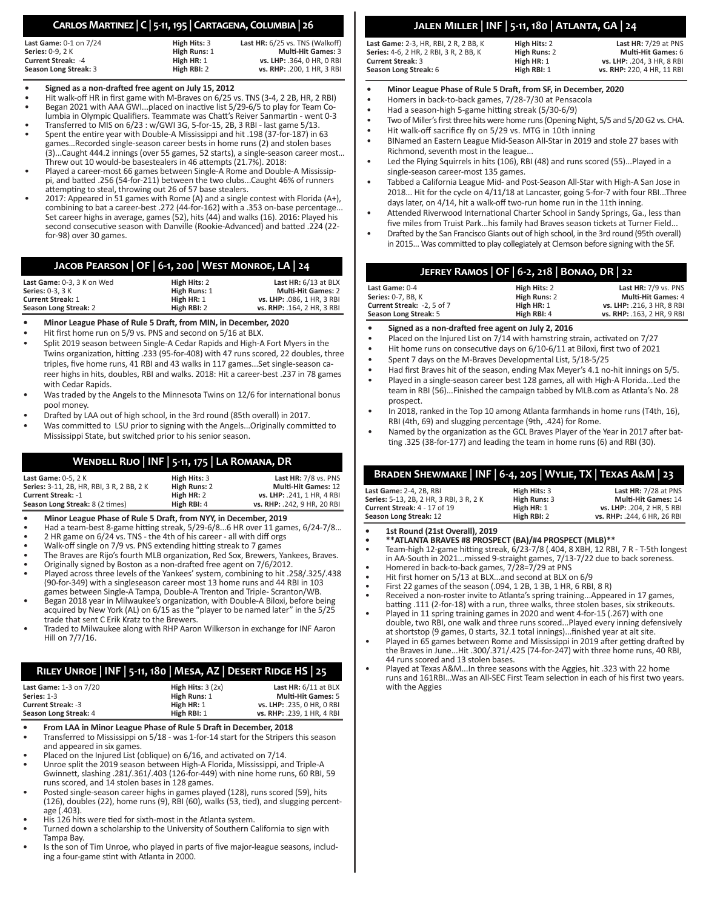## Carlos Martinez | C | 5-11, 195 | Cartagena, Columbia | 26

| | | |
|---|---|---|
| **Last Game:** 0-1 on 7/24 | **High Hits:** 3 | **Last HR:** 6/25 vs. TNS (Walkoff) |
| **Series:** 0-9, 2 K | **High Runs:** 1 | **Multi-Hit Games:** 3 |
| **Current Streak:** -4 | **High HR:** 1 | **vs. LHP:** .364, 0 HR, 0 RBI |
| **Season Long Streak:** 3 | **High RBI:** 2 | **vs. RHP:** .200, 1 HR, 3 RBI |

- **Signed as a non-drafted free agent on July 15, 2012**
- Hit walk-off HR in first game with M-Braves on 6/25 vs. TNS (3-4, 2 2B, HR, 2 RBI)
- Began 2021 with AAA GWI...placed on inactive list 5/29-6/5 to play for Team Columbia in Olympic Qualifiers. Teammate was Chatt's Reiver Sanmartin - went 0-3
- Transferred to MIS on 6/23 : w/GWI 3G, 5-for-15, 2B, 3 RBI - last game 5/13.
- Spent the entire year with Double-A Mississippi and hit .198 (37-for-187) in 63 games...Recorded single-season career bests in home runs (2) and stolen bases (3)...Caught 444.2 innings (over 55 games, 52 starts), a single-season career most... Threw out 10 would-be basestealers in 46 attempts (21.7%). 2018:
- Played a career-most 66 games between Single-A Rome and Double-A Mississippi, and batted .256 (54-for-211) between the two clubs...Caught 46% of runners attempting to steal, throwing out 26 of 57 base stealers.
- 2017: Appeared in 51 games with Rome (A) and a single contest with Florida (A+), combining to bat a career-best .272 (44-for-162) with a .353 on-base percentage... Set career highs in average, games (52), hits (44) and walks (16). 2016: Played his second consecutive season with Danville (Rookie-Advanced) and batted .224 (22-for-98) over 30 games.

## Jacob Pearson | OF | 6-1, 200 | West Monroe, LA | 24

| | | |
|---|---|---|
| **Last Game:** 0-3, 3 K on Wed | **High Hits:** 2 | **Last HR:** 6/13 at BLX |
| **Series:** 0-3, 3 K | **High Runs:** 1 | **Multi-Hit Games:** 2 |
| **Current Streak:** 1 | **High HR:** 1 | **vs. LHP:** .086, 1 HR, 3 RBI |
| **Season Long Streak:** 2 | **High RBI:** 2 | **vs. RHP:** .164, 2 HR, 3 RBI |

- **Minor League Phase of Rule 5 Draft, from MIN, in December, 2020**
- Hit first home run on 5/9 vs. PNS and second on 5/16 at BLX.
- Split 2019 season between Single-A Cedar Rapids and High-A Fort Myers in the Twins organization, hitting .233 (95-for-408) with 47 runs scored, 22 doubles, three triples, five home runs, 41 RBI and 43 walks in 117 games...Set single-season career highs in hits, doubles, RBI and walks. 2018: Hit a career-best .237 in 78 games with Cedar Rapids.
- Was traded by the Angels to the Minnesota Twins on 12/6 for international bonus pool money.
- Drafted by LAA out of high school, in the 3rd round (85th overall) in 2017.
- Was committed to LSU prior to signing with the Angels...Originally committed to Mississippi State, but switched prior to his senior season.

## Wendell Rijo | INF | 5-11, 175 | La Romana, DR

| | | |
|---|---|---|
| **Last Game:** 0-5, 2 K | **High Hits:** 3 | **Last HR:** 7/8 vs. PNS |
| **Series:** 3-11, 2B, HR, RBI, 3 R, 2 BB, 2 K | **High Runs:** 2 | **Multi-Hit Games:** 12 |
| **Current Streak:** -1 | **High HR:** 2 | **vs. LHP:** .241, 1 HR, 4 RBI |
| **Season Long Streak:** 8 (2 times) | **High RBI:** 4 | **vs. RHP:** .242, 9 HR, 20 RBI |

- **Minor League Phase of Rule 5 Draft, from NYY, in December, 2019**
- Had a team-best 8-game hitting streak, 5/29-6/8...6 HR over 11 games, 6/24-7/8...
- 2 HR game on 6/24 vs. TNS - the 4th of his career - all with diff orgs
- Walk-off single on 7/9 vs. PNS extending hitting streak to 7 games
- The Braves are Rijo's fourth MLB organization, Red Sox, Brewers, Yankees, Braves.
- Originally signed by Boston as a non-drafted free agent on 7/6/2012.
- Played across three levels of the Yankees' system, combining to hit .258/.325/.438 (90-for-349) with a singleseason career most 13 home runs and 44 RBI in 103 games between Single-A Tampa, Double-A Trenton and Triple- Scranton/WB.
- Began 2018 year in Milwaukee's organization, with Double-A Biloxi, before being acquired by New York (AL) on 6/15 as the "player to be named later" in the 5/25 trade that sent C Erik Kratz to the Brewers.
- Traded to Milwaukee along with RHP Aaron Wilkerson in exchange for INF Aaron Hill on 7/7/16.

## Riley Unroe | INF | 5-11, 180 | Mesa, AZ | Desert Ridge HS | 25

| | | |
|---|---|---|
| **Last Game:** 1-3 on 7/20 | **High Hits:** 3 (2x) | **Last HR:** 6/11 at BLX |
| **Series:** 1-3 | **High Runs:** 1 | **Multi-Hit Games:** 5 |
| **Current Streak:** -3 | **High HR:** 1 | **vs. LHP:** .235, 0 HR, 0 RBI |
| **Season Long Streak:** 4 | **High RBI:** 1 | **vs. RHP:** .239, 1 HR, 4 RBI |

- **From LAA in Minor League Phase of Rule 5 Draft in December, 2018**
- Transferred to Mississippi on 5/18 - was 1-for-14 start for the Stripers this season and appeared in six games.
- Placed on the Injured List (oblique) on 6/16, and activated on 7/14.
- Unroe split the 2019 season between High-A Florida, Mississippi, and Triple-A Gwinnett, slashing .281/.361/.403 (126-for-449) with nine home runs, 60 RBI, 59 runs scored, and 14 stolen bases in 128 games.
- Posted single-season career highs in games played (128), runs scored (59), hits (126), doubles (22), home runs (9), RBI (60), walks (53, tied), and slugging percentage (.403).
- His 126 hits were tied for sixth-most in the Atlanta system.
- Turned down a scholarship to the University of Southern California to sign with Tampa Bay.
- Is the son of Tim Unroe, who played in parts of five major-league seasons, including a four-game stint with Atlanta in 2000.

## Jalen Miller | INF | 5-11, 180 | Atlanta, GA | 24

| | | |
|---|---|---|
| **Last Game:** 2-3, HR, RBI, 2 R, 2 BB, K | **High Hits:** 2 | **Last HR:** 7/29 at PNS |
| **Series:** 4-6, 2 HR, 2 RBI, 3 R, 2 BB, K | **High Runs:** 2 | **Multi-Hit Games:** 6 |
| **Current Streak:** 3 | **High HR:** 1 | **vs. LHP:** .204, 3 HR, 8 RBI |
| **Season Long Streak:** 6 | **High RBI:** 1 | **vs. RHP:** 220, 4 HR, 11 RBI |

- **Minor League Phase of Rule 5 Draft, from SF, in December, 2020**
- Homers in back-to-back games, 7/28-7/30 at Pensacola
- Had a season-high 5-game hitting streak (5/30-6/9)
- Two of Miller's first three hits were home runs (Opening Night, 5/5 and 5/20 G2 vs. CHA.
- Hit walk-off sacrifice fly on 5/29 vs. MTG in 10th inning
- BINamed an Eastern League Mid-Season All-Star in 2019 and stole 27 bases with Richmond, seventh most in the league...
- Led the Flying Squirrels in hits (106), RBI (48) and runs scored (55)...Played in a single-season career-most 135 games.
- Tabbed a California League Mid- and Post-Season All-Star with High-A San Jose in 2018... Hit for the cycle on 4/11/18 at Lancaster, going 5-for-7 with four RBI...Three days later, on 4/14, hit a walk-off two-run home run in the 11th inning.
- Attended Riverwood International Charter School in Sandy Springs, Ga., less than five miles from Truist Park...his family had Braves season tickets at Turner Field...
- Drafted by the San Francisco Giants out of high school, in the 3rd round (95th overall) in 2015... Was committed to play collegiately at Clemson before signing with the SF.

## Jefrey Ramos | OF | 6-2, 218 | Bonao, DR | 22

| | | |
|---|---|---|
| **Last Game:** 0-4 | **High Hits:** 2 | **Last HR:** 7/9 vs. PNS |
| **Series:** 0-7, BB, K | **High Runs:** 2 | **Multi-Hit Games:** 4 |
| **Current Streak:** -2, 5 of 7 | **High HR:** 1 | **vs. LHP:** .216, 3 HR, 8 RBI |
| **Season Long Streak:** 5 | **High RBI:** 4 | **vs. RHP:** .163, 2 HR, 9 RBI |

- **Signed as a non-drafted free agent on July 2, 2016**
- Placed on the Injured List on 7/14 with hamstring strain, activated on 7/27
- Hit home runs on consecutive days on 6/10-6/11 at Biloxi, first two of 2021
- Spent 7 days on the M-Braves Developmental List, 5/18-5/25
- Had first Braves hit of the season, ending Max Meyer's 4.1 no-hit innings on 5/5.
- Played in a single-season career best 128 games, all with High-A Florida...Led the team in RBI (56)...Finished the campaign tabbed by MLB.com as Atlanta's No. 28 prospect.
- In 2018, ranked in the Top 10 among Atlanta farmhands in home runs (T4th, 16), RBI (4th, 69) and slugging percentage (9th, .424) for Rome.
- Named by the organization as the GCL Braves Player of the Year in 2017 after batting .325 (38-for-177) and leading the team in home runs (6) and RBI (30).

## Braden Shewmake | INF | 6-4, 205 | Wylie, TX | Texas A&M | 23

| | | |
|---|---|---|
| **Last Game:** 2-4, 2B, RBI | **High Hits:** 3 | **Last HR:** 7/28 at PNS |
| **Series:** 5-13, 2B, 2 HR, 3 RBI, 3 R, 2 K | **High Runs:** 3 | **Multi-Hit Games:** 14 |
| **Current Streak:** 4 - 17 of 19 | **High HR:** 1 | **vs. LHP:** .204, 2 HR, 5 RBI |
| **Season Long Streak:** 12 | **High RBI:** 2 | **vs. RHP:** .244, 6 HR, 26 RBI |

- **1st Round (21st Overall), 2019**
- **\*\*ATLANTA BRAVES #8 PROSPECT (BA)/#4 PROSPECT (MLB)\*\***
- Team-high 12-game hitting streak, 6/23-7/8 (.404, 8 XBH, 12 RBI, 7 R - T-5th longest in AA-South in 2021...missed 9-straight games, 7/13-7/22 due to back soreness.
- Homered in back-to-back games, 7/28=7/29 at PNS
- Hit first homer on 5/13 at BLX...and second at BLX on 6/9
- First 22 games of the season (.094, 1 2B, 1 3B, 1 HR, 6 RBI, 8 R)
- Received a non-roster invite to Atlanta's spring training...Appeared in 17 games, batting .111 (2-for-18) with a run, three walks, three stolen bases, six strikeouts.
- Played in 11 spring training games in 2020 and went 4-for-15 (.267) with one double, two RBI, one walk and three runs scored...Played every inning defensively at shortstop (9 games, 0 starts, 32.1 total innings)...finished year at alt site.
- Played in 65 games between Rome and Mississippi in 2019 after getting drafted by the Braves in June...Hit .300/.371/.425 (74-for-247) with three home runs, 40 RBI, 44 runs scored and 13 stolen bases.
- Played at Texas A&M...In three seasons with the Aggies, hit .323 with 22 home runs and 161RBI...Was an All-SEC First Team selection in each of his first two years. with the Aggies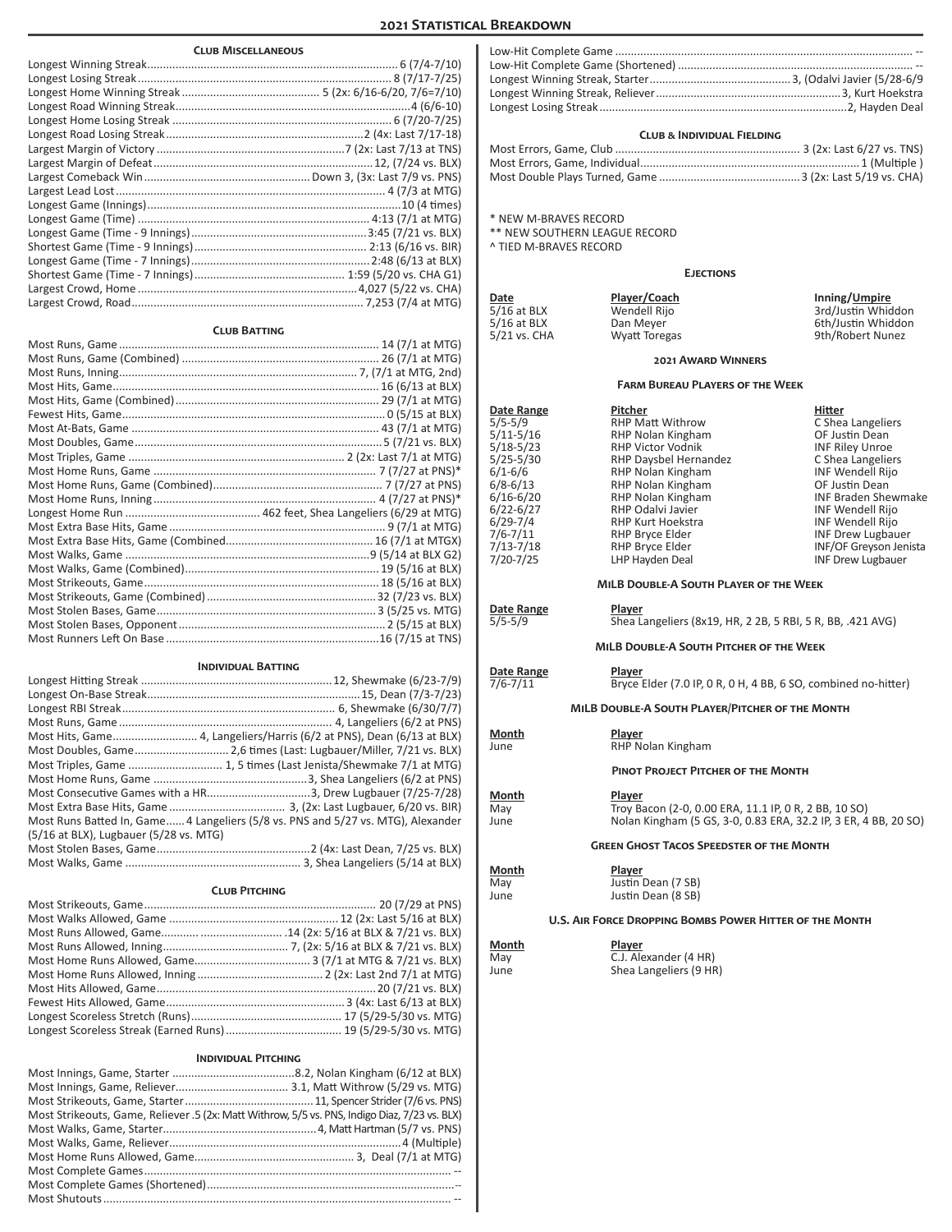## 2021 Statistical Breakdown

### Club Miscellaneous

| Category | Value |
|---|---|
| Longest Winning Streak | 6 (7/4-7/10) |
| Longest Losing Streak | 8 (7/17-7/25) |
| Longest Home Winning Streak | 5 (2x: 6/16-6/20, 7/6=7/10) |
| Longest Road Winning Streak | 4 (6/6-10) |
| Longest Home Losing Streak | 6 (7/20-7/25) |
| Longest Road Losing Streak | 2 (4x: Last 7/17-18) |
| Largest Margin of Victory | 7 (2x: Last 7/13 at TNS) |
| Largest Margin of Defeat | 12, (7/24 vs. BLX) |
| Largest Comeback Win | Down 3, (3x: Last 7/9 vs. PNS) |
| Largest Lead Lost | 4 (7/3 at MTG) |
| Longest Game (Innings) | 10 (4 times) |
| Longest Game (Time) | 4:13 (7/1 at MTG) |
| Longest Game (Time - 9 Innings) | 3:45 (7/21 vs. BLX) |
| Shortest Game (Time - 9 Innings) | 2:13 (6/16 vs. BIR) |
| Longest Game (Time - 7 Innings) | 2:48 (6/13 at BLX) |
| Shortest Game (Time - 7 Innings) | 1:59 (5/20 vs. CHA G1) |
| Largest Crowd, Home | 4,027 (5/22 vs. CHA) |
| Largest Crowd, Road | 7,253 (7/4 at MTG) |

### Club Batting

| Category | Value |
|---|---|
| Most Runs, Game | 14 (7/1 at MTG) |
| Most Runs, Game (Combined) | 26 (7/1 at MTG) |
| Most Runs, Inning | 7, (7/1 at MTG, 2nd) |
| Most Hits, Game | 16 (6/13 at BLX) |
| Most Hits, Game (Combined) | 29 (7/1 at MTG) |
| Fewest Hits, Game | 0 (5/15 at BLX) |
| Most At-Bats, Game | 43 (7/1 at MTG) |
| Most Doubles, Game | 5 (7/21 vs. BLX) |
| Most Triples, Game | 2 (2x: Last 7/1 at MTG) |
| Most Home Runs, Game | 7 (7/27 at PNS)* |
| Most Home Runs, Game (Combined) | 7 (7/27 at PNS) |
| Most Home Runs, Inning | 4 (7/27 at PNS)* |
| Longest Home Run | 462 feet, Shea Langeliers (6/29 at MTG) |
| Most Extra Base Hits, Game | 9 (7/1 at MTG) |
| Most Extra Base Hits, Game (Combined) | 16 (7/1 at MTGX) |
| Most Walks, Game | 9 (5/14 at BLX G2) |
| Most Walks, Game (Combined) | 19 (5/16 at BLX) |
| Most Strikeouts, Game | 18 (5/16 at BLX) |
| Most Strikeouts, Game (Combined) | 32 (7/23 vs. BLX) |
| Most Stolen Bases, Game | 3 (5/25 vs. MTG) |
| Most Stolen Bases, Opponent | 2 (5/15 at BLX) |
| Most Runners Left On Base | 16 (7/15 at TNS) |

### Individual Batting

| Category | Value |
|---|---|
| Longest Hitting Streak | 12, Shewmake (6/23-7/9) |
| Longest On-Base Streak | 15, Dean (7/3-7/23) |
| Longest RBI Streak | 6, Shewmake (6/30/7/7) |
| Most Runs, Game | 4, Langeliers (6/2 at PNS) |
| Most Hits, Game | 4, Langeliers/Harris (6/2 at PNS), Dean (6/13 at BLX) |
| Most Doubles, Game | 2,6 times (Last: Lugbauer/Miller, 7/21 vs. BLX) |
| Most Triples, Game | 1, 5 times (Last Jenista/Shewmake 7/1 at MTG) |
| Most Home Runs, Game | 3, Shea Langeliers (6/2 at PNS) |
| Most Consecutive Games with a HR | 3, Drew Lugbauer (7/25-7/28) |
| Most Extra Base Hits, Game | 3, (2x: Last Lugbauer, 6/20 vs. BIR) |
| Most Runs Batted In, Game | 4 Langeliers (5/8 vs. PNS and 5/27 vs. MTG), Alexander (5/16 at BLX), Lugbauer (5/28 vs. MTG) |
| Most Stolen Bases, Game | 2 (4x: Last Dean, 7/25 vs. BLX) |
| Most Walks, Game | 3, Shea Langeliers (5/14 at BLX) |

### Club Pitching

| Category | Value |
|---|---|
| Most Strikeouts, Game | 20 (7/29 at PNS) |
| Most Walks Allowed, Game | 12 (2x: Last 5/16 at BLX) |
| Most Runs Allowed, Game | 14 (2x: 5/16 at BLX & 7/21 vs. BLX) |
| Most Runs Allowed, Inning | 7, (2x: 5/16 at BLX & 7/21 vs. BLX) |
| Most Home Runs Allowed, Game | 3 (7/1 at MTG & 7/21 vs. BLX) |
| Most Home Runs Allowed, Inning | 2 (2x: Last 2nd 7/1 at MTG) |
| Most Hits Allowed, Game | 20 (7/21 vs. BLX) |
| Fewest Hits Allowed, Game | 3 (4x: Last 6/13 at BLX) |
| Longest Scoreless Stretch (Runs) | 17 (5/29-5/30 vs. MTG) |
| Longest Scoreless Streak (Earned Runs) | 19 (5/29-5/30 vs. MTG) |

### Individual Pitching

| Category | Value |
|---|---|
| Most Innings, Game, Starter | 8.2, Nolan Kingham (6/12 at BLX) |
| Most Innings, Game, Reliever | 3.1, Matt Withrow (5/29 vs. MTG) |
| Most Strikeouts, Game, Starter | 11, Spencer Strider (7/6 vs. PNS) |
| Most Strikeouts, Game, Reliever | 5 (2x: Matt Withrow, 5/5 vs. PNS, Indigo Diaz, 7/23 vs. BLX) |
| Most Walks, Game, Starter | 4, Matt Hartman (5/7 vs. PNS) |
| Most Walks, Game, Reliever | 4 (Multiple) |
| Most Home Runs Allowed, Game | 3, Deal (7/1 at MTG) |
| Most Complete Games | -- |
| Most Complete Games (Shortened) | -- |
| Most Shutouts | -- |
| Low-Hit Complete Game | -- |
| Low-Hit Complete Game (Shortened) | -- |
| Longest Winning Streak, Starter | 3, (Odalvi Javier (5/28-6/9 |
| Longest Winning Streak, Reliever | 3, Kurt Hoekstra |
| Longest Losing Streak | 2, Hayden Deal |

### Club & Individual Fielding

| Category | Value |
|---|---|
| Most Errors, Game, Club | 3 (2x: Last 6/27 vs. TNS) |
| Most Errors, Game, Individual | 1 (Multiple ) |
| Most Double Plays Turned, Game | 3 (2x: Last 5/19 vs. CHA) |

* NEW M-BRAVES RECORD
** NEW SOUTHERN LEAGUE RECORD
^ TIED M-BRAVES RECORD

### Ejections

| Date | Player/Coach | Inning/Umpire |
|---|---|---|
| 5/16 at BLX | Wendell Rijo | 3rd/Justin Whiddon |
| 5/16 at BLX | Dan Meyer | 6th/Justin Whiddon |
| 5/21 vs. CHA | Wyatt Toregas | 9th/Robert Nunez |

### 2021 Award Winners

#### Farm Bureau Players of the Week

| Date Range | Pitcher | Hitter |
|---|---|---|
| 5/5-5/9 | RHP Matt Withrow | C Shea Langeliers |
| 5/11-5/16 | RHP Nolan Kingham | OF Justin Dean |
| 5/18-5/23 | RHP Victor Vodnik | INF Riley Unroe |
| 5/25-5/30 | RHP Daysbel Hernandez | C Shea Langeliers |
| 6/1-6/6 | RHP Nolan Kingham | INF Wendell Rijo |
| 6/8-6/13 | RHP Nolan Kingham | OF Justin Dean |
| 6/16-6/20 | RHP Nolan Kingham | INF Braden Shewmake |
| 6/22-6/27 | RHP Odalvi Javier | INF Wendell Rijo |
| 6/29-7/4 | RHP Kurt Hoekstra | INF Wendell Rijo |
| 7/6-7/11 | RHP Bryce Elder | INF Drew Lugbauer |
| 7/13-7/18 | RHP Bryce Elder | INF/OF Greyson Jenista |
| 7/20-7/25 | LHP Hayden Deal | INF Drew Lugbauer |

#### MiLB Double-A South Player of the Week

| Date Range | Player |
|---|---|
| 5/5-5/9 | Shea Langeliers (8x19, HR, 2 2B, 5 RBI, 5 R, BB, .421 AVG) |

#### MiLB Double-A South Pitcher of the Week

| Date Range | Player |
|---|---|
| 7/6-7/11 | Bryce Elder (7.0 IP, 0 R, 0 H, 4 BB, 6 SO, combined no-hitter) |

#### MiLB Double-A South Player/Pitcher of the Month

| Month | Player |
|---|---|
| June | RHP Nolan Kingham |

#### Pinot Project Pitcher of the Month

| Month | Player |
|---|---|
| May | Troy Bacon (2-0, 0.00 ERA, 11.1 IP, 0 R, 2 BB, 10 SO) |
| June | Nolan Kingham (5 GS, 3-0, 0.83 ERA, 32.2 IP, 3 ER, 4 BB, 20 SO) |

#### Green Ghost Tacos Speedster of the Month

| Month | Player |
|---|---|
| May | Justin Dean (7 SB) |
| June | Justin Dean (8 SB) |

#### U.S. Air Force Dropping Bombs Power Hitter of the Month

| Month | Player |
|---|---|
| May | C.J. Alexander (4 HR) |
| June | Shea Langeliers (9 HR) |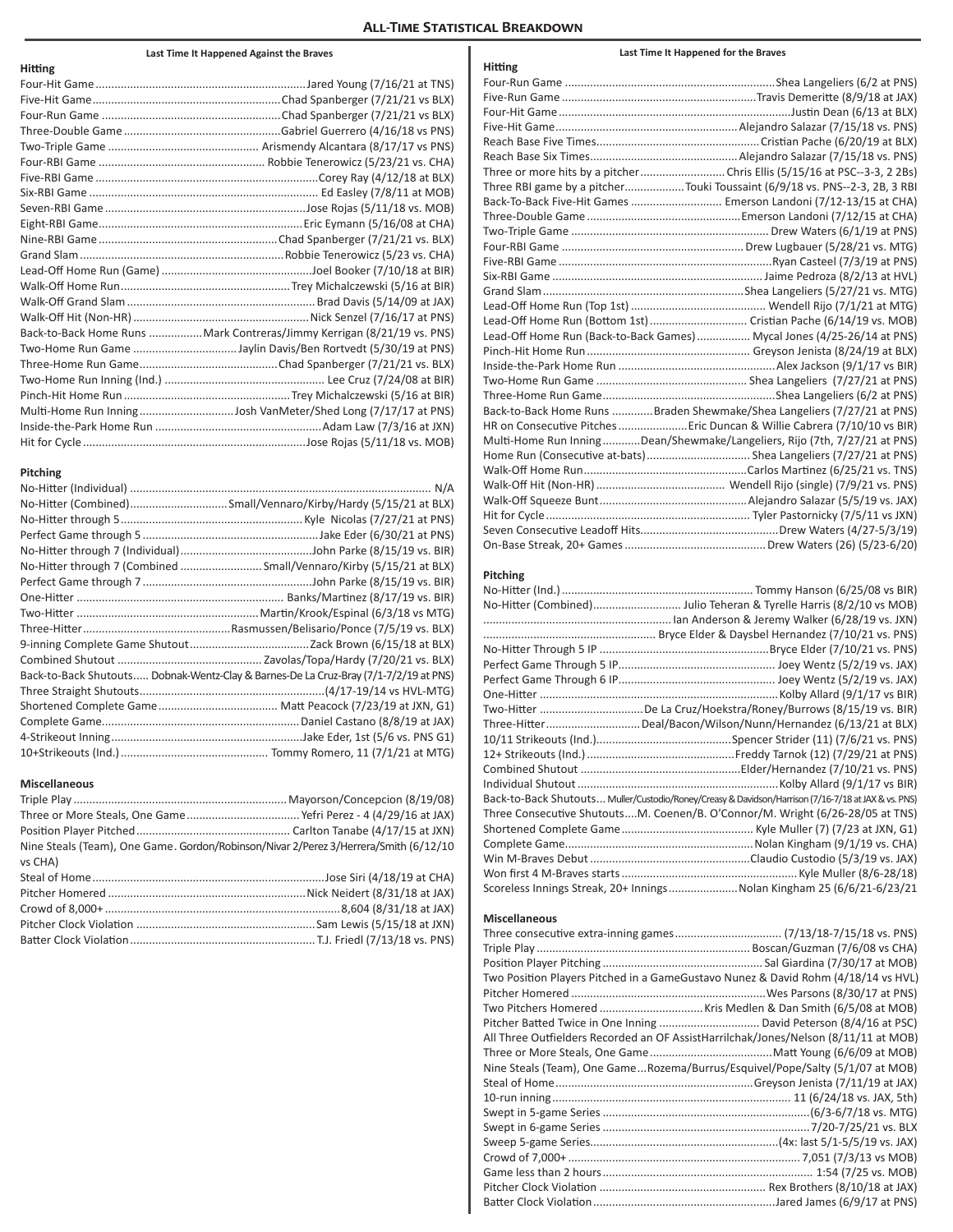# All-Time Statistical Breakdown

## Last Time It Happened Against the Braves

### Hitting

- Four-Hit Game .......... Jared Young (7/16/21 at TNS)
- Five-Hit Game .......... Chad Spanberger (7/21/21 vs BLX)
- Four-Run Game .......... Chad Spanberger (7/21/21 vs BLX)
- Three-Double Game .......... Gabriel Guerrero (4/16/18 vs PNS)
- Two-Triple Game .......... Arismendy Alcantara (8/17/17 vs PNS)
- Four-RBI Game .......... Robbie Tenerowicz (5/23/21 vs. CHA)
- Five-RBI Game .......... Corey Ray (4/12/18 at BLX)
- Six-RBI Game .......... Ed Easley (7/8/11 at MOB)
- Seven-RBI Game .......... Jose Rojas (5/11/18 vs. MOB)
- Eight-RBI Game .......... Eric Eymann (5/16/08 at CHA)
- Nine-RBI Game .......... Chad Spanberger (7/21/21 vs. BLX)
- Grand Slam .......... Robbie Tenerowicz (5/23 vs. CHA)
- Lead-Off Home Run (Game) .......... Joel Booker (7/10/18 at BIR)
- Walk-Off Home Run .......... Trey Michalczewski (5/16 at BIR)
- Walk-Off Grand Slam .......... Brad Davis (5/14/09 at JAX)
- Walk-Off Hit (Non-HR) .......... Nick Senzel (7/16/17 at PNS)
- Back-to-Back Home Runs .......... Mark Contreras/Jimmy Kerrigan (8/21/19 vs. PNS)
- Two-Home Run Game .......... Jaylin Davis/Ben Rortvedt (5/30/19 at PNS)
- Three-Home Run Game .......... Chad Spanberger (7/21/21 vs. BLX)
- Two-Home Run Inning (Ind.) .......... Lee Cruz (7/24/08 at BIR)
- Pinch-Hit Home Run .......... Trey Michalczewski (5/16 at BIR)
- Multi-Home Run Inning .......... Josh VanMeter/Shed Long (7/17/17 at PNS)
- Inside-the-Park Home Run .......... Adam Law (7/3/16 at JXN)
- Hit for Cycle .......... Jose Rojas (5/11/18 vs. MOB)

### Pitching

- No-Hitter (Individual) .......... N/A
- No-Hitter (Combined) .......... Small/Vennaro/Kirby/Hardy (5/15/21 at BLX)
- No-Hitter through 5 .......... Kyle Nicolas (7/27/21 at PNS)
- Perfect Game through 5 .......... Jake Eder (6/30/21 at PNS)
- No-Hitter through 7 (Individual) .......... John Parke (8/15/19 vs. BIR)
- No-Hitter through 7 (Combined .......... Small/Vennaro/Kirby (5/15/21 at BLX)
- Perfect Game through 7 .......... John Parke (8/15/19 vs. BIR)
- One-Hitter .......... Banks/Martinez (8/17/19 vs. BIR)
- Two-Hitter .......... Martin/Krook/Espinal (6/3/18 vs MTG)
- Three-Hitter .......... Rasmussen/Belisario/Ponce (7/5/19 vs. BLX)
- 9-inning Complete Game Shutout .......... Zack Brown (6/15/18 at BLX)
- Combined Shutout .......... Zavolas/Topa/Hardy (7/20/21 vs. BLX)
- Back-to-Back Shutouts..... Dobnak-Wentz-Clay & Barnes-De La Cruz-Bray (7/1-7/2/19 at PNS)
- Three Straight Shutouts .......... (4/17-19/14 vs HVL-MTG)
- Shortened Complete Game .......... Matt Peacock (7/23/19 at JXN, G1)
- Complete Game .......... Daniel Castano (8/8/19 at JAX)
- 4-Strikeout Inning .......... Jake Eder, 1st (5/6 vs. PNS G1)
- 10+Strikeouts (Ind.) .......... Tommy Romero, 11 (7/1/21 at MTG)

### Miscellaneous

- Triple Play .......... Mayorson/Concepcion (8/19/08)
- Three or More Steals, One Game .......... Yefri Perez - 4 (4/29/16 at JAX)
- Position Player Pitched .......... Carlton Tanabe (4/17/15 at JXN)
- Nine Steals (Team), One Game. Gordon/Robinson/Nivar 2/Perez 3/Herrera/Smith (6/12/10 vs CHA)
- Steal of Home .......... Jose Siri (4/18/19 at CHA)
- Pitcher Homered .......... Nick Neidert (8/31/18 at JAX)
- Crowd of 8,000+ .......... 8,604 (8/31/18 at JAX)
- Pitcher Clock Violation .......... Sam Lewis (5/15/18 at JXN)
- Batter Clock Violation .......... T.J. Friedl (7/13/18 vs. PNS)

## Last Time It Happened for the Braves

### Hitting

- Four-Run Game .......... Shea Langeliers (6/2 at PNS)
- Five-Run Game .......... Travis Demeritte (8/9/18 at JAX)
- Four-Hit Game .......... Justin Dean (6/13 at BLX)
- Five-Hit Game .......... Alejandro Salazar (7/15/18 vs. PNS)
- Reach Base Five Times .......... Cristian Pache (6/20/19 at BLX)
- Reach Base Six Times .......... Alejandro Salazar (7/15/18 vs. PNS)
- Three or more hits by a pitcher .......... Chris Ellis (5/15/16 at PSC--3-3, 2 2Bs)
- Three RBI game by a pitcher .......... Touki Toussaint (6/9/18 vs. PNS--2-3, 2B, 3 RBI
- Back-To-Back Five-Hit Games .......... Emerson Landoni (7/12-13/15 at CHA)
- Three-Double Game .......... Emerson Landoni (7/12/15 at CHA)
- Two-Triple Game .......... Drew Waters (6/1/19 at PNS)
- Four-RBI Game .......... Drew Lugbauer (5/28/21 vs. MTG)
- Five-RBI Game .......... Ryan Casteel (7/3/19 at PNS)
- Six-RBI Game .......... Jaime Pedroza (8/2/13 at HVL)
- Grand Slam .......... Shea Langeliers (5/27/21 vs. MTG)
- Lead-Off Home Run (Top 1st) .......... Wendell Rijo (7/1/21 at MTG)
- Lead-Off Home Run (Bottom 1st) .......... Cristian Pache (6/14/19 vs. MOB)
- Lead-Off Home Run (Back-to-Back Games) .......... Mycal Jones (4/25-26/14 at PNS)
- Pinch-Hit Home Run .......... Greyson Jenista (8/24/19 at BLX)
- Inside-the-Park Home Run .......... Alex Jackson (9/1/17 vs BIR)
- Two-Home Run Game .......... Shea Langeliers (7/27/21 at PNS)
- Three-Home Run Game .......... Shea Langeliers (6/2 at PNS)
- Back-to-Back Home Runs .......... Braden Shewmake/Shea Langeliers (7/27/21 at PNS)
- HR on Consecutive Pitches .......... Eric Duncan & Willie Cabrera (7/10/10 vs BIR)
- Multi-Home Run Inning .......... Dean/Shewmake/Langeliers, Rijo (7th, 7/27/21 at PNS)
- Home Run (Consecutive at-bats) .......... Shea Langeliers (7/27/21 at PNS)
- Walk-Off Home Run .......... Carlos Martinez (6/25/21 vs. TNS)
- Walk-Off Hit (Non-HR) .......... Wendell Rijo (single) (7/9/21 vs. PNS)
- Walk-Off Squeeze Bunt .......... Alejandro Salazar (5/5/19 vs. JAX)
- Hit for Cycle .......... Tyler Pastornicky (7/5/11 vs JXN)
- Seven Consecutive Leadoff Hits .......... Drew Waters (4/27-5/3/19)
- On-Base Streak, 20+ Games .......... Drew Waters (26) (5/23-6/20)

### Pitching

- No-Hitter (Ind.) .......... Tommy Hanson (6/25/08 vs BIR)
- No-Hitter (Combined) .......... Julio Teheran & Tyrelle Harris (8/2/10 vs MOB)
- .......... Ian Anderson & Jeremy Walker (6/28/19 vs. JXN)
- .......... Bryce Elder & Daysbel Hernandez (7/10/21 vs. PNS)
- No-Hitter Through 5 IP .......... Bryce Elder (7/10/21 vs. PNS)
- Perfect Game Through 5 IP .......... Joey Wentz (5/2/19 vs. JAX)
- Perfect Game Through 6 IP .......... Joey Wentz (5/2/19 vs. JAX)
- One-Hitter .......... Kolby Allard (9/1/17 vs BIR)
- Two-Hitter .......... De La Cruz/Hoekstra/Roney/Burrows (8/15/19 vs. BIR)
- Three-Hitter .......... Deal/Bacon/Wilson/Nunn/Hernandez (6/13/21 at BLX)
- 10/11 Strikeouts (Ind.) .......... Spencer Strider (11) (7/6/21 vs. PNS)
- 12+ Strikeouts (Ind.) .......... Freddy Tarnok (12) (7/29/21 at PNS)
- Combined Shutout .......... Elder/Hernandez (7/10/21 vs. PNS)
- Individual Shutout .......... Kolby Allard (9/1/17 vs BIR)
- Back-to-Back Shutouts... Muller/Custodio/Roney/Creasy & Davidson/Harrison (7/16-7/18 at JAX & vs. PNS)
- Three Consecutive Shutouts....M. Coenen/B. O'Connor/M. Wright (6/26-28/05 at TNS)
- Shortened Complete Game .......... Kyle Muller (7) (7/23 at JXN, G1)
- Complete Game .......... Nolan Kingham (9/1/19 vs. CHA)
- Win M-Braves Debut .......... Claudio Custodio (5/3/19 vs. JAX)
- Won first 4 M-Braves starts .......... Kyle Muller (8/6-28/18)
- Scoreless Innings Streak, 20+ Innings .......... Nolan Kingham 25 (6/6/21-6/23/21

### Miscellaneous

- Three consecutive extra-inning games .......... (7/13/18-7/15/18 vs. PNS)
- Triple Play .......... Boscan/Guzman (7/6/08 vs CHA)
- Position Player Pitching .......... Sal Giardina (7/30/17 at MOB)
- Two Position Players Pitched in a Game Gustavo Nunez & David Rohm (4/18/14 vs HVL)
- Pitcher Homered .......... Wes Parsons (8/30/17 at PNS)
- Two Pitchers Homered .......... Kris Medlen & Dan Smith (6/5/08 at MOB)
- Pitcher Batted Twice in One Inning .......... David Peterson (8/4/16 at PSC)
- All Three Outfielders Recorded an OF Assist Harrilchak/Jones/Nelson (8/11/11 at MOB)
- Three or More Steals, One Game .......... Matt Young (6/6/09 at MOB)
- Nine Steals (Team), One Game...Rozema/Burrus/Esquivel/Pope/Salty (5/1/07 at MOB)
- Steal of Home .......... Greyson Jenista (7/11/19 at JAX)
- 10-run inning .......... 11 (6/24/18 vs. JAX, 5th)
- Swept in 5-game Series .......... (6/3-6/7/18 vs. MTG)
- Swept in 6-game Series .......... 7/20-7/25/21 vs. BLX
- Sweep 5-game Series .......... (4x: last 5/1-5/5/19 vs. JAX)
- Crowd of 7,000+ .......... 7,051 (7/3/13 vs MOB)
- Game less than 2 hours .......... 1:54 (7/25 vs. MOB)
- Pitcher Clock Violation .......... Rex Brothers (8/10/18 at JAX)
- Batter Clock Violation .......... Jared James (6/9/17 vs PNS)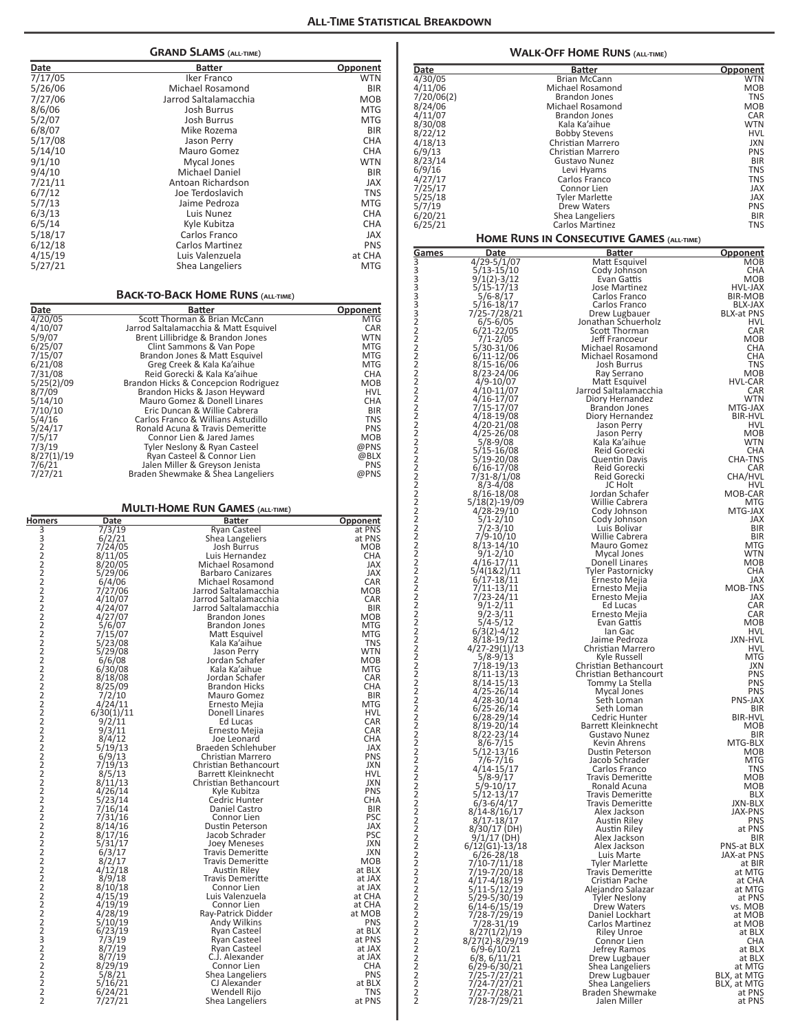# All-Time Statistical Breakdown

## Grand Slams (all-time)

| Date | Batter | Opponent |
|---|---|---|
| 7/17/05 | Iker Franco | WTN |
| 5/26/06 | Michael Rosamond | BIR |
| 7/27/06 | Jarrod Saltalamacchia | MOB |
| 8/6/06 | Josh Burrus | MTG |
| 5/2/07 | Josh Burrus | MTG |
| 6/8/07 | Mike Rozema | BIR |
| 5/17/08 | Jason Perry | CHA |
| 5/14/10 | Mauro Gomez | CHA |
| 9/1/10 | Mycal Jones | WTN |
| 9/4/10 | Michael Daniel | BIR |
| 7/21/11 | Antoan Richardson | JAX |
| 6/7/12 | Joe Terdoslavich | TNS |
| 5/7/13 | Jaime Pedroza | MTG |
| 6/3/13 | Luis Nunez | CHA |
| 6/5/14 | Kyle Kubitza | CHA |
| 5/18/17 | Carlos Franco | JAX |
| 6/12/18 | Carlos Martinez | PNS |
| 4/15/19 | Luis Valenzuela | at CHA |
| 5/27/21 | Shea Langeliers | MTG |

## Back-to-Back Home Runs (all-time)

| Date | Batter | Opponent |
|---|---|---|
| 4/20/05 | Scott Thorman & Brian McCann | MTG |
| 4/10/07 | Jarrod Saltalamacchia & Matt Esquivel | CAR |
| 5/9/07 | Brent Lillibridge & Brandon Jones | WTN |
| 6/25/07 | Clint Sammons & Van Pope | MTG |
| 7/15/07 | Brandon Jones & Matt Esquivel | MTG |
| 6/21/08 | Greg Creek & Kala Ka'aihue | MTG |
| 7/31/08 | Reid Gorecki & Kala Ka'aihue | CHA |
| 5/25(2)/09 | Brandon Hicks & Concepcion Rodriguez | MOB |
| 8/7/09 | Brandon Hicks & Jason Heyward | HVL |
| 5/14/10 | Mauro Gomez & Donell Linares | CHA |
| 7/10/10 | Eric Duncan & Willie Cabrera | BIR |
| 5/4/16 | Carlos Franco & Willians Astudillo | TNS |
| 5/24/17 | Ronald Acuna & Travis Demeritte | PNS |
| 7/5/17 | Connor Lien & Jared James | MOB |
| 7/3/19 | Tyler Neslony & Ryan Casteel | @PNS |
| 8/27(1)/19 | Ryan Casteel & Connor Lien | @BLX |
| 7/6/21 | Jalen Miller & Greyson Jenista | PNS |
| 7/27/21 | Braden Shewmake & Shea Langeliers | @PNS |

## Multi-Home Run Games (all-time)

| Homers | Date | Batter | Opponent |
|---|---|---|---|
| 3 | 7/3/19 | Ryan Casteel | at PNS |
| 3 | 6/2/21 | Shea Langeliers | at PNS |
| 2 | 7/24/05 | Josh Burrus | MOB |
| 2 | 8/11/05 | Luis Hernandez | CHA |
| 2 | 8/20/05 | Michael Rosamond | JAX |
| 2 | 5/29/06 | Barbaro Canizares | JAX |
| 2 | 6/4/06 | Michael Rosamond | CAR |
| 2 | 7/27/06 | Jarrod Saltalamacchia | MOB |
| 2 | 4/10/07 | Jarrod Saltalamacchia | CAR |
| 2 | 4/24/07 | Jarrod Saltalamacchia | BIR |
| 2 | 4/27/07 | Brandon Jones | MOB |
| 2 | 5/6/07 | Brandon Jones | MTG |
| 2 | 7/15/07 | Matt Esquivel | MTG |
| 2 | 5/23/08 | Kala Ka'aihue | TNS |
| 2 | 5/29/08 | Jason Perry | WTN |
| 2 | 6/6/08 | Jordan Schafer | MOB |
| 2 | 6/30/08 | Kala Ka'aihue | MTG |
| 2 | 8/18/08 | Jordan Schafer | CAR |
| 2 | 8/25/09 | Brandon Hicks | CHA |
| 2 | 7/2/10 | Mauro Gomez | BIR |
| 2 | 4/24/11 | Ernesto Mejia | MTG |
| 2 | 6/30(1)/11 | Donell Linares | HVL |
| 2 | 9/2/11 | Ed Lucas | CAR |
| 2 | 9/3/11 | Ernesto Mejia | CAR |
| 2 | 8/4/12 | Joe Leonard | CHA |
| 2 | 5/19/13 | Braeden Schlehuber | JAX |
| 2 | 6/9/13 | Christian Marrero | PNS |
| 2 | 7/19/13 | Christian Bethancourt | JXN |
| 2 | 8/5/13 | Barrett Kleinknecht | HVL |
| 2 | 8/11/13 | Christian Bethancourt | JXN |
| 2 | 4/26/14 | Kyle Kubitza | PNS |
| 2 | 5/23/14 | Cedric Hunter | CHA |
| 2 | 7/16/14 | Daniel Castro | BIR |
| 2 | 7/31/16 | Connor Lien | PSC |
| 2 | 8/14/16 | Dustin Peterson | JAX |
| 2 | 8/17/16 | Jacob Schrader | PSC |
| 2 | 5/31/17 | Joey Meneses | JXN |
| 2 | 6/3/17 | Travis Demeritte | JXN |
| 2 | 8/2/17 | Travis Demeritte | MOB |
| 2 | 4/12/18 | Austin Riley | at BLX |
| 2 | 8/9/18 | Travis Demeritte | at JAX |
| 2 | 8/10/18 | Connor Lien | at JAX |
| 2 | 4/15/19 | Luis Valenzuela | at CHA |
| 2 | 4/19/19 | Connor Lien | at CHA |
| 2 | 4/28/19 | Ray-Patrick Didder | at MOB |
| 2 | 5/10/19 | Andy Wilkins | PNS |
| 2 | 6/23/19 | Ryan Casteel | at BLX |
| 3 | 7/3/19 | Ryan Casteel | at PNS |
| 2 | 8/7/19 | Ryan Casteel | at JAX |
| 2 | 8/7/19 | C.J. Alexander | at JAX |
| 2 | 8/29/19 | Connor Lien | CHA |
| 2 | 5/8/21 | Shea Langeliers | PNS |
| 2 | 5/16/21 | CJ Alexander | at BLX |
| 2 | 6/24/21 | Wendell Rijo | TNS |
| 2 | 7/27/21 | Shea Langeliers | at PNS |

## Walk-Off Home Runs (all-time)

| Date | Batter | Opponent |
|---|---|---|
| 4/30/05 | Brian McCann | WTN |
| 4/11/06 | Michael Rosamond | MOB |
| 7/20/06(2) | Brandon Jones | TNS |
| 8/24/06 | Michael Rosamond | MOB |
| 4/11/07 | Brandon Jones | CAR |
| 8/30/08 | Kala Ka'aihue | WTN |
| 8/22/12 | Bobby Stevens | HVL |
| 4/18/13 | Christian Marrero | JXN |
| 6/9/13 | Christian Marrero | PNS |
| 8/23/14 | Gustavo Nunez | BIR |
| 6/9/16 | Levi Hyams | TNS |
| 4/27/17 | Carlos Franco | TNS |
| 7/25/17 | Connor Lien | JAX |
| 5/25/18 | Tyler Marlette | JAX |
| 5/7/19 | Drew Waters | PNS |
| 6/20/21 | Shea Langeliers | BIR |
| 6/25/21 | Carlos Martinez | TNS |

## Home Runs in Consecutive Games (all-time)

| Games | Date | Batter | Opponent |
|---|---|---|---|
| 3 | 4/29-5/1/07 | Matt Esquivel | MOB |
| 3 | 5/13-15/10 | Cody Johnson | CHA |
| 3 | 9/1(2)-3/12 | Evan Gattis | MOB |
| 3 | 5/15-17/13 | Jose Martinez | HVL-JAX |
| 3 | 5/6-8/17 | Carlos Franco | BIR-MOB |
| 3 | 5/16-18/17 | Carlos Franco | BLX-JAX |
| 3 | 7/25-7/28/21 | Drew Lugbauer | BLX-at PNS |
| 2 | 6/5-6/05 | Jonathan Schuerholz | HVL |
| 2 | 6/21-22/05 | Scott Thorman | CAR |
| 2 | 7/1-2/05 | Jeff Francoeur | MOB |
| 2 | 5/30-31/06 | Michael Rosamond | CHA |
| 2 | 6/11-12/06 | Michael Rosamond | CHA |
| 2 | 8/15-16/06 | Josh Burrus | TNS |
| 2 | 8/23-24/06 | Ray Serrano | MOB |
| 2 | 4/9-10/07 | Matt Esquivel | HVL-CAR |
| 2 | 4/10-11/07 | Jarrod Saltalamacchia | CAR |
| 2 | 4/16-17/07 | Diory Hernandez | WTN |
| 2 | 7/15-17/07 | Brandon Jones | MTG-JAX |
| 2 | 4/18-19/08 | Diory Hernandez | BIR-HVL |
| 2 | 4/20-21/08 | Jason Perry | HVL |
| 2 | 4/25-26/08 | Jason Perry | MOB |
| 2 | 5/8-9/08 | Kala Ka'aihue | WTN |
| 2 | 5/15-16/08 | Reid Gorecki | CHA |
| 2 | 5/19-20/08 | Quentin Davis | CHA-TNS |
| 2 | 6/16-17/08 | Reid Gorecki | CAR |
| 2 | 7/31-8/1/08 | Reid Gorecki | CHA/HVL |
| 2 | 8/3-4/08 | JC Holt | HVL |
| 2 | 8/16-18/08 | Jordan Schafer | MOB-CAR |
| 2 | 5/18(2)-19/09 | Willie Cabrera | MTG |
| 2 | 4/28-29/10 | Cody Johnson | MTG-JAX |
| 2 | 5/1-2/10 | Cody Johnson | JAX |
| 2 | 7/2-3/10 | Luis Bolivar | BIR |
| 2 | 7/9-10/10 | Willie Cabrera | BIR |
| 2 | 8/13-14/10 | Mauro Gomez | MTG |
| 2 | 9/1-2/10 | Mycal Jones | WTN |
| 2 | 4/16-17/11 | Donell Linares | MOB |
| 2 | 5/4(1&2)/11 | Tyler Pastornicky | CHA |
| 2 | 6/17-18/11 | Ernesto Mejia | JAX |
| 2 | 7/11-13/11 | Ernesto Mejia | MOB-TNS |
| 2 | 7/23-24/11 | Ernesto Mejia | JAX |
| 2 | 9/1-2/11 | Ed Lucas | CAR |
| 2 | 9/2-3/11 | Ernesto Mejia | CAR |
| 2 | 5/4-5/12 | Evan Gattis | MOB |
| 2 | 6/3(2)-4/12 | Ian Gac | HVL |
| 2 | 8/18-19/12 | Jaime Pedroza | JXN-HVL |
| 2 | 4/27-29(1)/13 | Christian Marrero | HVL |
| 2 | 5/8-9/13 | Kyle Russell | MTG |
| 2 | 7/18-19/13 | Christian Bethancourt | JXN |
| 2 | 8/11-13/13 | Christian Bethancourt | PNS |
| 2 | 8/14-15/13 | Tommy La Stella | PNS |
| 2 | 4/25-26/14 | Mycal Jones | PNS |
| 2 | 4/28-30/14 | Seth Loman | PNS-JAX |
| 2 | 6/25-26/14 | Seth Loman | BIR |
| 2 | 6/28-29/14 | Cedric Hunter | BIR-HVL |
| 2 | 8/19-20/14 | Barrett Kleinknecht | MOB |
| 2 | 8/22-23/14 | Gustavo Nunez | BIR |
| 2 | 8/6-7/15 | Kevin Ahrens | MTG-BLX |
| 2 | 5/12-13/16 | Dustin Peterson | MOB |
| 2 | 7/6-7/16 | Jacob Schrader | MTG |
| 2 | 4/14-15/17 | Carlos Franco | TNS |
| 2 | 5/8-9/17 | Travis Demeritte | MOB |
| 2 | 5/9-10/17 | Ronald Acuna | MOB |
| 2 | 5/12-13/17 | Travis Demeritte | BLX |
| 2 | 6/3-6/4/17 | Travis Demeritte | JXN-BLX |
| 2 | 8/14-8/16/17 | Alex Jackson | JAX-PNS |
| 2 | 8/17-18/17 | Austin Riley | PNS |
| 2 | 8/30/17 (DH) | Austin Riley | at PNS |
| 2 | 9/1/17 (DH) | Alex Jackson | BIR |
| 2 | 6/12(G1)-13/18 | Alex Jackson | PNS-at BLX |
| 2 | 6/26-28/18 | Luis Marte | JAX-at PNS |
| 2 | 7/10-7/11/18 | Tyler Marlette | at BIR |
| 2 | 7/19-7/20/18 | Travis Demeritte | at MTG |
| 2 | 4/17-4/18/19 | Cristian Pache | at CHA |
| 2 | 5/11-5/12/19 | Alejandro Salazar | at MTG |
| 2 | 5/29-5/30/19 | Tyler Neslony | at PNS |
| 2 | 6/14-6/15/19 | Drew Waters | vs. MOB |
| 2 | 7/28-7/29/19 | Daniel Lockhart | at MOB |
| 2 | 7/28-31/19 | Carlos Martinez | at MOB |
| 2 | 8/27(1/2)/19 | Riley Unroe | at BLX |
| 2 | 8/27(2)-8/29/19 | Connor Lien | CHA |
| 2 | 6/9-6/10/21 | Jefrey Ramos | at BLX |
| 2 | 6/8, 6/11/21 | Drew Lugbauer | at BLX |
| 2 | 6/29-6/30/21 | Shea Langeliers | at MTG |
| 2 | 7/25-7/27/21 | Drew Lugbauer | BLX, at MTG |
| 2 | 7/24-7/27/21 | Shea Langeliers | BLX, at MTG |
| 2 | 7/27-7/28/21 | Braden Shewmake | at PNS |
| 2 | 7/28-7/29/21 | Jalen Miller | at PNS |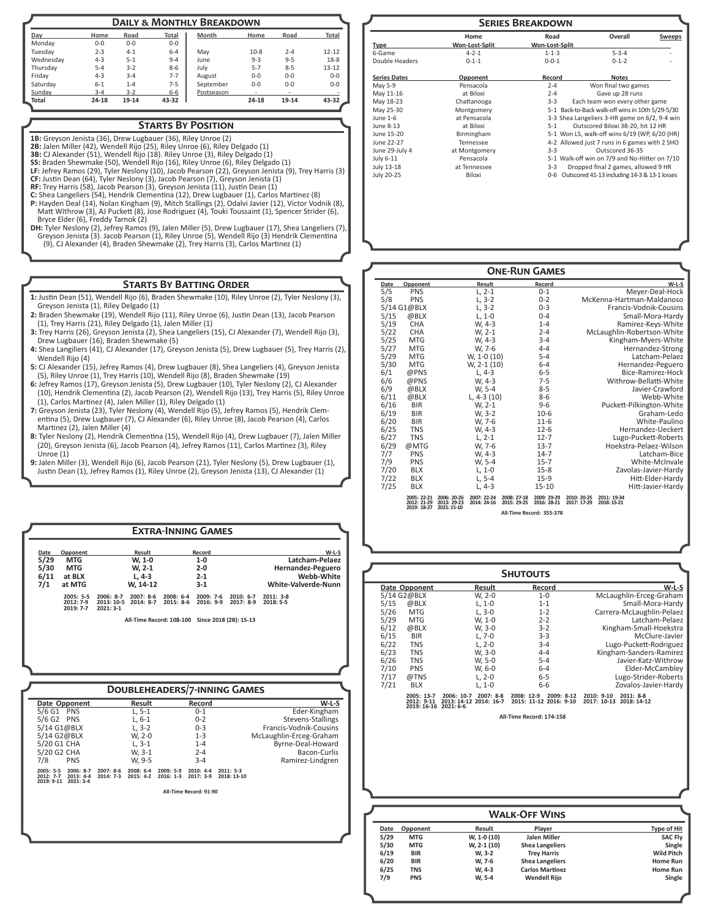## Daily & Monthly Breakdown

| Day | Home | Road | Total |
|---|---|---|---|
| Monday | 0-0 | 0-0 | 0-0 |
| Tuesday | 2-3 | 4-1 | 6-4 |
| Wednesday | 4-3 | 5-1 | 9-4 |
| Thursday | 5-4 | 3-2 | 8-6 |
| Friday | 4-3 | 3-4 | 7-7 |
| Saturday | 6-1 | 1-4 | 7-5 |
| Sunday | 3-4 | 3-2 | 6-6 |
| Total | 24-18 | 19-14 | 43-32 |

| Month | Home | Road | Total |
|---|---|---|---|
| May | 10-8 | 2-4 | 12-12 |
| June | 9-3 | 9-5 | 18-8 |
| July | 5-7 | 8-5 | 13-12 |
| August | 0-0 | 0-0 | 0-0 |
| September | 0-0 | 0-0 | 0-0 |
| Postseason | - | - | - |
| | 24-18 | 19-14 | 43-32 |

## Starts By Position

**1B:** Greyson Jenista (36), Drew Lugbauer (36), Riley Unroe (2)
**2B:** Jalen Miller (42), Wendell Rijo (25), Riley Unroe (6), Riley Delgado (1)
**3B:** CJ Alexander (51), Wendell Rijo (18). Riley Unroe (3), Riley Delgado (1)
**SS:** Braden Shewmake (50), Wendell Rijo (16), Riley Unroe (6), Riley Delgado (1)
**LF:** Jefrey Ramos (29), Tyler Neslony (10), Jacob Pearson (22), Greyson Jenista (9), Trey Harris (3)
**CF:** Justin Dean (64), Tyler Neslony (3), Jacob Pearson (7), Greyson Jenista (1)
**RF:** Trey Harris (58), Jacob Pearson (3), Greyson Jenista (11), Justin Dean (1)
**C:** Shea Langeliers (54), Hendrik Clementina (12), Drew Lugbauer (1), Carlos Martinez (8)
**P:** Hayden Deal (14), Nolan Kingham (9), Mitch Stallings (2), Odalvi Javier (12), Victor Vodnik (8), Matt Withrow (3), AJ Puckett (8), Jose Rodriguez (4), Touki Toussaint (1), Spencer Strider (6), Bryce Elder (6), Freddy Tarnok (2)
**DH:** Tyler Neslony (2), Jefrey Ramos (9), Jalen Miller (5), Drew Lugbauer (17), Shea Langeliers (7), Greyson Jenista (3). Jacob Pearson (1), Riley Unroe (5), Wendell Rijo (3) Hendrik Clementina (9), CJ Alexander (4), Braden Shewmake (2), Trey Harris (3), Carlos Martinez (1)

## Starts By Batting Order

**1:** Justin Dean (51), Wendell Rijo (6), Braden Shewmake (10), Riley Unroe (2), Tyler Neslony (3), Greyson Jenista (1), Riley Delgado (1)
**2:** Braden Shewmake (19), Wendell Rijo (11), Riley Unroe (6), Justin Dean (13), Jacob Pearson (1), Trey Harris (21), Riley Delgado (1), Jalen Miller (1)
**3:** Trey Harris (26), Greyson Jenista (2), Shea Langeliers (15), CJ Alexander (7), Wendell Rijo (3), Drew Lugbauer (16), Braden Shewmake (5)
**4:** Shea Langiliers (41), CJ Alexander (17), Greyson Jenista (5), Drew Lugbauer (5), Trey Harris (2), Wendell Rijo (4)
**5:** CJ Alexander (15), Jefrey Ramos (4), Drew Lugbauer (8), Shea Langeliers (4), Greyson Jenista (5), Riley Unroe (1), Trey Harris (10), Wendell Rijo (8), Braden Shewmake (19)
**6:** Jefrey Ramos (17), Greyson Jenista (5), Drew Lugbauer (10), Tyler Neslony (2), CJ Alexander (10), Hendrik Clementina (2), Jacob Pearson (2), Wendell Rijo (13), Trey Harris (5), Riley Unroe (1), Carlos Martinez (4), Jalen Miller (1), Riley Delgado (1)
**7:** Greyson Jenista (23), Tyler Neslony (4), Wendell Rijo (5), Jefrey Ramos (5), Hendrik Clementina (5), Drew Lugbauer (7), CJ Alexander (6), Riley Unroe (8), Jacob Pearson (4), Carlos Martinez (2), Jalen Miller (4)
**8:** Tyler Neslony (2), Hendrik Clementina (15), Wendell Rijo (4), Drew Lugbauer (7), Jalen Miller (20), Greyson Jenista (6), Jacob Pearson (4), Jefrey Ramos (11), Carlos Martinez (3), Riley Unroe (1)
**9:** Jalen Miller (3), Wendell Rijo (6), Jacob Pearson (21), Tyler Neslony (5), Drew Lugbauer (1), Justin Dean (1), Jefrey Ramos (1), Riley Unroe (2), Greyson Jenista (13), CJ Alexander (1)

## Extra-Inning Games

| Date | Opponent | Result | Record | W-L-S |
|---|---|---|---|---|
| 5/29 | MTG | W, 1-0 | 1-0 | Latcham-Pelaez |
| 5/30 | MTG | W, 2-1 | 2-0 | Hernandez-Peguero |
| 6/11 | at BLX | L, 4-3 | 2-1 | Webb-White |
| 7/1 | at MTG | W, 14-12 | 3-1 | White-Valverde-Nunn |

2005: 5-5 2006: 8-7 2007: 8-6 2008: 6-4 2009: 7-6 2010: 6-7 2011: 3-8
2012: 7-9 2013: 10-5 2014: 8-7 2015: 8-6 2016: 9-9 2017: 8-9 2018: 5-5
2019: 7-7 2021: 3-1

All-Time Record: 108-100 Since 2018 (2B): 15-13

## Doubleheaders/7-inning Games

| Date | Opponent | Result | Record | W-L-S |
|---|---|---|---|---|
| 5/6 G1 | PNS | L, 5-1 | 0-1 | Eder-Kingham |
| 5/6 G2 | PNS | L, 6-1 | 0-2 | Stevens-Stallings |
| 5/14 G1 | @BLX | L, 3-2 | 0-3 | Francis-Vodnik-Cousins |
| 5/14 G2 | @BLX | W, 2-0 | 1-3 | McLaughlin-Erceg-Graham |
| 5/20 G1 | CHA | L, 3-1 | 1-4 | Byrne-Deal-Howard |
| 5/20 G2 | CHA | W, 3-1 | 2-4 | Bacon-Curlis |
| 7/8 | PNS | W, 9-5 | 3-4 | Ramirez-Lindgren |

2005: 5-5 2006: 8-7 2007: 8-6 2008: 6-4 2009: 5-9 2010: 4-4 2011: 5-3
2012: 7-7 2013: 4-4 2014: 7-3 2015: 4-2 2016: 1-3 2017: 3-9 2018: 13-10
2019: 9-11 2021: 3-4

All-Time Record: 91-90

## Series Breakdown

| Type | Home Won-Lost-Split | Road Won-Lost-Split | Overall | Sweeps |
|---|---|---|---|---|
| 6-Game | 4-2-1 | 1-1-3 | 5-3-4 | - |
| Double Headers | 0-1-1 | 0-0-1 | 0-1-2 | - |

| Series Dates | Opponent | Record | Notes |
|---|---|---|---|
| May 5-9 | Pensacola | 2-4 | Won final two games |
| May 11-16 | at Biloxi | 2-4 | Gave up 28 runs |
| May 18-23 | Chattanooga | 3-3 | Each team won every other game |
| May 25-30 | Montgomery | 5-1 | Back-to-Back walk-off wins in 10th 5/29-5/30 |
| June 1-6 | at Pensacola | 3-3 | Shea Langeliers 3-HR game on 6/2, 9-4 win |
| June 8-13 | at Biloxi | 5-1 | Outscored Biloxi 38-20, hit 12 HR |
| June 15-20 | Birmingham | 5-1 | Won L5, walk-off wins 6/19 (WP, 6/20 (HR) |
| June 22-27 | Tennessee | 4-2 | Allowed just 7 runs in 6 games with 2 SHO |
| June 29-July 4 | at Montgomery | 3-3 | Outscored 36-35 |
| July 6-11 | Pensacola | 5-1 | Walk-off win on 7/9 and No-Hitter on 7/10 |
| July 13-18 | at Tennessee | 3-3 | Dropped final 2 games, allowed 9 HR |
| July 20-25 | Biloxi | 0-6 | Outscored 41-13 including 14-3 & 13-1 losses |

## One-Run Games

| Date | Opponent | Result | Record | W-L-S |
|---|---|---|---|---|
| 5/5 | PNS | L, 2-1 | 0-1 | Meyer-Deal-Hock |
| 5/8 | PNS | L, 3-2 | 0-2 | McKenna-Hartman-Maldanoso |
| 5/14 G1 | @BLX | L, 3-2 | 0-3 | Francis-Vodnik-Cousins |
| 5/15 | @BLX | L, 1-0 | 0-4 | Small-Mora-Hardy |
| 5/19 | CHA | W, 4-3 | 1-4 | Ramirez-Keys-White |
| 5/22 | CHA | W, 2-1 | 2-4 | McLaughlin-Robertson-White |
| 5/25 | MTG | W, 4-3 | 3-4 | Kingham-Myers-White |
| 5/27 | MTG | W, 7-6 | 4-4 | Hernandez-Strong |
| 5/29 | MTG | W, 1-0 (10) | 5-4 | Latcham-Pelaez |
| 5/30 | MTG | W, 2-1 (10) | 6-4 | Hernandez-Peguero |
| 6/1 | @PNS | L, 4-3 | 6-5 | Bice-Ramirez-Hock |
| 6/6 | @PNS | W, 4-3 | 7-5 | Withrow-Bellatti-White |
| 6/9 | @BLX | W, 5-4 | 8-5 | Javier-Crawford |
| 6/11 | @BLX | L, 4-3 (10) | 8-6 | Webb-White |
| 6/16 | BIR | W, 2-1 | 9-6 | Puckett-Pilkington-White |
| 6/19 | BIR | W, 3-2 | 10-6 | Graham-Ledo |
| 6/20 | BIR | W, 7-6 | 11-6 | White-Paulino |
| 6/25 | TNS | W, 4-3 | 12-6 | Hernandez-Ueckert |
| 6/27 | TNS | L, 2-1 | 12-7 | Lugo-Puckett-Roberts |
| 6/29 | @MTG | W, 7-6 | 13-7 | Hoekstra-Pelaez-Wilson |
| 7/7 | PNS | W, 4-3 | 14-7 | Latcham-Bice |
| 7/9 | PNS | W, 5-4 | 15-7 | White-McInvale |
| 7/20 | BLX | L, 1-0 | 15-8 | Zavolas-Javier-Hardy |
| 7/22 | BLX | L, 5-4 | 15-9 | Hitt-Elder-Hardy |
| 7/25 | BLX | L, 4-3 | 15-10 | Hitt-Javier-Hardy |

2005: 22-21 2006: 20-26 2007: 22-24 2008: 27-18 2009: 29-29 2010: 20-25 2011: 19-34
2012: 21-29 2013: 29-23 2014: 24-16 2015: 29-25 2016: 28-21 2017: 17-29 2018: 15-21
2019: 18-27 2021: 15-10

All-Time Record: 355-378

## Shutouts

| Date | Opponent | Result | Record | W-L-S |
|---|---|---|---|---|
| 5/14 G2 | @BLX | W, 2-0 | 1-0 | McLaughlin-Erceg-Graham |
| 5/15 | @BLX | L, 1-0 | 1-1 | Small-Mora-Hardy |
| 5/26 | MTG | L, 3-0 | 1-2 | Carrera-McLaughlin-Pelaez |
| 5/29 | MTG | W, 1-0 | 2-2 | Latcham-Pelaez |
| 6/12 | @BLX | W, 3-0 | 3-2 | Kingham-Small-Hoekstra |
| 6/15 | BIR | L, 7-0 | 3-3 | McClure-Javier |
| 6/22 | TNS | L, 2-0 | 3-4 | Lugo-Puckett-Rodriguez |
| 6/23 | TNS | W, 3-0 | 4-4 | Kingham-Sanders-Ramirez |
| 6/26 | TNS | W, 5-0 | 5-4 | Javier-Katz-Withrow |
| 7/10 | PNS | W, 6-0 | 6-4 | Elder-McCambley |
| 7/17 | @TNS | L, 2-0 | 6-5 | Lugo-Strider-Roberts |
| 7/21 | BLX | L, 1-0 | 6-6 | Zovalas-Javier-Hardy |

2005: 13-7 2006: 10-7 2007: 8-8 2008: 12-9 2009: 8-12 2010: 9-10 2011: 8-8
2012: 9-11 2013: 14-12 2014: 16-7 2015: 11-12 2016: 9-10 2017: 10-13 2018: 14-12
2019: 16-16 2021: 6-6

All-Time Record: 174-158

## Walk-Off Wins

| Date | Opponent | Result | Player | Type of Hit |
|---|---|---|---|---|
| 5/29 | MTG | W, 1-0 (10) | Jalen Miller | SAC Fly |
| 5/30 | MTG | W, 2-1 (10) | Shea Langeliers | Single |
| 6/19 | BIR | W, 3-2 | Trey Harris | Wild Pitch |
| 6/20 | BIR | W, 7-6 | Shea Langeliers | Home Run |
| 6/25 | TNS | W, 4-3 | Carlos Martinez | Home Run |
| 7/9 | PNS | W, 5-4 | Wendell Rijo | Single |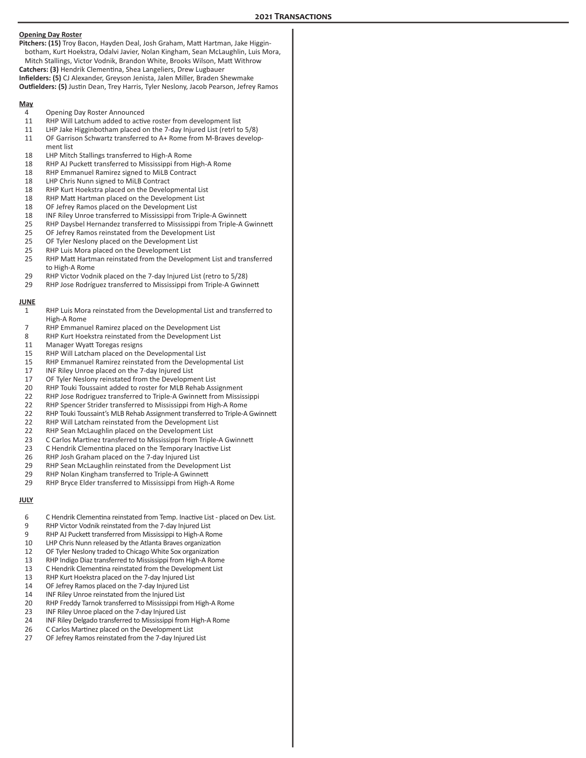## 2021 Transactions

**Opening Day Roster**

**Pitchers: (15)** Troy Bacon, Hayden Deal, Josh Graham, Matt Hartman, Jake Higginbotham, Kurt Hoekstra, Odalvi Javier, Nolan Kingham, Sean McLaughlin, Luis Mora, Mitch Stallings, Victor Vodnik, Brandon White, Brooks Wilson, Matt Withrow
**Catchers: (3)** Hendrik Clementina, Shea Langeliers, Drew Lugbauer
**Infielders: (5)** CJ Alexander, Greyson Jenista, Jalen Miller, Braden Shewmake
**Outfielders: (5)** Justin Dean, Trey Harris, Tyler Neslony, Jacob Pearson, Jefrey Ramos

**May**

| | |
|---|---|
| 4 | Opening Day Roster Announced |
| 11 | RHP Will Latchum added to active roster from development list |
| 11 | LHP Jake Higginbotham placed on the 7-day Injured List (retrl to 5/8) |
| 11 | OF Garrison Schwartz transferred to A+ Rome from M-Braves development list |
| 18 | LHP Mitch Stallings transferred to High-A Rome |
| 18 | RHP AJ Puckett transferred to Mississippi from High-A Rome |
| 18 | RHP Emmanuel Ramirez signed to MiLB Contract |
| 18 | LHP Chris Nunn signed to MiLB Contract |
| 18 | RHP Kurt Hoekstra placed on the Developmental List |
| 18 | RHP Matt Hartman placed on the Development List |
| 18 | OF Jefrey Ramos placed on the Development List |
| 18 | INF Riley Unroe transferred to Mississippi from Triple-A Gwinnett |
| 25 | RHP Daysbel Hernandez transferred to Mississippi from Triple-A Gwinnett |
| 25 | OF Jefrey Ramos reinstated from the Development List |
| 25 | OF Tyler Neslony placed on the Development List |
| 25 | RHP Luis Mora placed on the Development List |
| 25 | RHP Matt Hartman reinstated from the Development List and transferred to High-A Rome |
| 29 | RHP Victor Vodnik placed on the 7-day Injured List (retro to 5/28) |
| 29 | RHP Jose Rodríguez transferred to Mississippi from Triple-A Gwinnett |

**JUNE**

| | |
|---|---|
| 1 | RHP Luis Mora reinstated from the Developmental List and transferred to High-A Rome |
| 7 | RHP Emmanuel Ramirez placed on the Development List |
| 8 | RHP Kurt Hoekstra reinstated from the Development List |
| 11 | Manager Wyatt Toregas resigns |
| 15 | RHP Will Latcham placed on the Developmental List |
| 15 | RHP Emmanuel Ramirez reinstated from the Developmental List |
| 17 | INF Riley Unroe placed on the 7-day Injured List |
| 17 | OF Tyler Neslony reinstated from the Development List |
| 20 | RHP Touki Toussaint added to roster for MLB Rehab Assignment |
| 22 | RHP Jose Rodriguez transferred to Triple-A Gwinnett from Mississippi |
| 22 | RHP Spencer Strider transferred to Mississippi from High-A Rome |
| 22 | RHP Touki Toussaint's MLB Rehab Assignment transferred to Triple-A Gwinnett |
| 22 | RHP Will Latcham reinstated from the Development List |
| 22 | RHP Sean McLaughlin placed on the Development List |
| 23 | C Carlos Martinez transferred to Mississippi from Triple-A Gwinnett |
| 23 | C Hendrik Clementina placed on the Temporary Inactive List |
| 26 | RHP Josh Graham placed on the 7-day Injured List |
| 29 | RHP Sean McLaughlin reinstated from the Development List |
| 29 | RHP Nolan Kingham transferred to Triple-A Gwinnett |
| 29 | RHP Bryce Elder transferred to Mississippi from High-A Rome |

**JULY**

| | |
|---|---|
| 6 | C Hendrik Clementina reinstated from Temp. Inactive List - placed on Dev. List. |
| 9 | RHP Victor Vodnik reinstated from the 7-day Injured List |
| 9 | RHP AJ Puckett transferred from Mississippi to High-A Rome |
| 10 | LHP Chris Nunn released by the Atlanta Braves organization |
| 12 | OF Tyler Neslony traded to Chicago White Sox organization |
| 13 | RHP Indigo Diaz transferred to Mississippi from High-A Rome |
| 13 | C Hendrik Clementina reinstated from the Development List |
| 13 | RHP Kurt Hoekstra placed on the 7-day Injured List |
| 14 | OF Jefrey Ramos placed on the 7-day Injured List |
| 14 | INF Riley Unroe reinstated from the Injured List |
| 20 | RHP Freddy Tarnok transferred to Mississippi from High-A Rome |
| 23 | INF Riley Unroe placed on the 7-day Injured List |
| 24 | INF Riley Delgado transferred to Mississippi from High-A Rome |
| 26 | C Carlos Martinez placed on the Development List |
| 27 | OF Jefrey Ramos reinstated from the 7-day Injured List |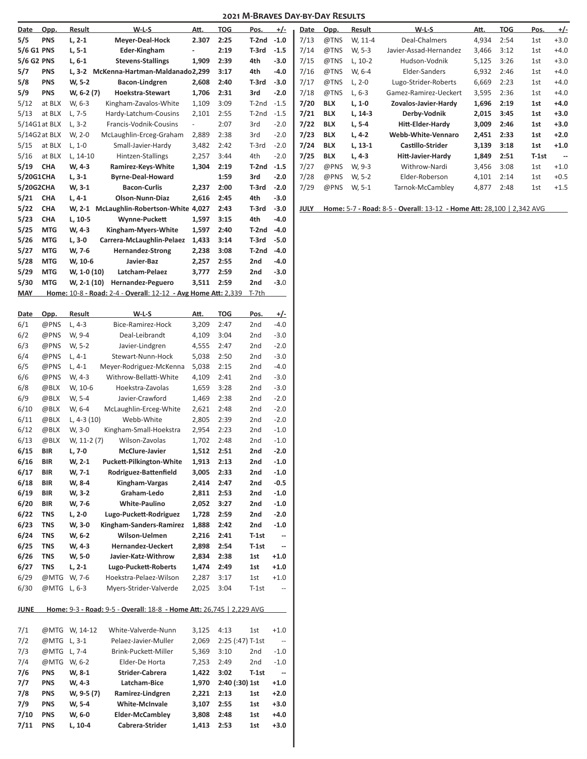## 2021 M-Braves Day-by-Day Results

| Date | Opp. | Result | W-L-S | Att. | TOG | Pos. | +/- |
|---|---|---|---|---|---|---|---|
| **5/5** | **PNS** | **L, 2-1** | **Meyer-Deal-Hock** | **2.307** | **2:25** | **T-2nd** | **-1.0** |
| **5/6 G1** | **PNS** | **L, 5-1** | **Eder-Kingham** | **-** | **2:19** | **T-3rd** | **-1.5** |
| **5/6 G2** | **PNS** | **L, 6-1** | **Stevens-Stallings** | **1,909** | **2:39** | **4th** | **-3.0** |
| **5/7** | **PNS** | **L, 3-2** | **McKenna-Hartman-Maldanado** | **2,299** | **3:17** | **4th** | **-4.0** |
| **5/8** | **PNS** | **W, 5-2** | **Bacon-Lindgren** | **2,608** | **2:40** | **T-3rd** | **-3.0** |
| **5/9** | **PNS** | **W, 6-2 (7)** | **Hoekstra-Stewart** | **1,706** | **2:31** | **3rd** | **-2.0** |
| 5/12 | at BLX | W, 6-3 | Kingham-Zavalos-White | 1,109 | 3:09 | T-2nd | -1.5 |
| 5/13 | at BLX | L, 7-5 | Hardy-Latchum-Cousins | 2,101 | 2:55 | T-2nd | -1.5 |
| 5/14G1 | at BLX | L, 3-2 | Francis-Vodnik-Cousins | - | 2:07 | 3rd | -2.0 |
| 5/14G2 | at BLX | W, 2-0 | McLaughlin-Erceg-Graham | 2,889 | 2:38 | 3rd | -2.0 |
| 5/15 | at BLX | L, 1-0 | Small-Javier-Hardy | 3,482 | 2:42 | T-3rd | -2.0 |
| 5/16 | at BLX | L, 14-10 | Hintzen-Stallings | 2,257 | 3:44 | 4th | -2.0 |
| **5/19** | **CHA** | **W, 4-3** | **Ramirez-Keys-White** | **1,304** | **2:19** | **T-2nd** | **-1.5** |
| **5/20G1** | **CHA** | **L, 3-1** | **Byrne-Deal-Howard** | | **1:59** | **3rd** | **-2.0** |
| **5/20G2** | **CHA** | **W, 3-1** | **Bacon-Curlis** | **2,237** | **2:00** | **T-3rd** | **-2.0** |
| **5/21** | **CHA** | **L, 4-1** | **Olson-Nunn-Diaz** | **2,616** | **2:45** | **4th** | **-3.0** |
| **5/22** | **CHA** | **W, 2-1** | **McLaughlin-Robertson-White** | **4,027** | **2:43** | **T-3rd** | **-3.0** |
| **5/23** | **CHA** | **L, 10-5** | **Wynne-Puckett** | **1,597** | **3:15** | **4th** | **-4.0** |
| **5/25** | **MTG** | **W, 4-3** | **Kingham-Myers-White** | **1,597** | **2:40** | **T-2nd** | **-4.0** |
| **5/26** | **MTG** | **L, 3-0** | **Carrera-McLaughlin-Pelaez** | **1,433** | **3:14** | **T-3rd** | **-5.0** |
| **5/27** | **MTG** | **W, 7-6** | **Hernandez-Strong** | **2,238** | **3:08** | **T-2nd** | **-4.0** |
| **5/28** | **MTG** | **W, 10-6** | **Javier-Baz** | **2,257** | **2:55** | **2nd** | **-4.0** |
| **5/29** | **MTG** | **W, 1-0 (10)** | **Latcham-Pelaez** | **3,777** | **2:59** | **2nd** | **-3.0** |
| **5/30** | **MTG** | **W, 2-1 (10)** | **Hernandez-Peguero** | **3,511** | **2:59** | **2nd** | **-3.0** |

**MAY** Home: 10-8 - Road: 2-4 - Overall: 12-12 - Avg Home Att: 2,339 T-7th

| Date | Opp. | Result | W-L-S | Att. | TOG | Pos. | +/- |
|---|---|---|---|---|---|---|---|
| 6/1 | @PNS | L, 4-3 | Bice-Ramirez-Hock | 3,209 | 2:47 | 2nd | -4.0 |
| 6/2 | @PNS | W, 9-4 | Deal-Leibrandt | 4,109 | 3:04 | 2nd | -3.0 |
| 6/3 | @PNS | W, 5-2 | Javier-Lindgren | 4,555 | 2:47 | 2nd | -2.0 |
| 6/4 | @PNS | L, 4-1 | Stewart-Nunn-Hock | 5,038 | 2:50 | 2nd | -3.0 |
| 6/5 | @PNS | L, 4-1 | Meyer-Rodriguez-McKenna | 5,038 | 2:15 | 2nd | -4.0 |
| 6/6 | @PNS | W, 4-3 | Withrow-Bellatti-White | 4,109 | 2:41 | 2nd | -3.0 |
| 6/8 | @BLX | W, 10-6 | Hoekstra-Zavolas | 1,659 | 3:28 | 2nd | -3.0 |
| 6/9 | @BLX | W, 5-4 | Javier-Crawford | 1,469 | 2:38 | 2nd | -2.0 |
| 6/10 | @BLX | W, 6-4 | McLaughlin-Erceg-White | 2,621 | 2:48 | 2nd | -2.0 |
| 6/11 | @BLX | L, 4-3 (10) | Webb-White | 2,805 | 2:39 | 2nd | -2.0 |
| 6/12 | @BLX | W, 3-0 | Kingham-Small-Hoekstra | 2,954 | 2:23 | 2nd | -1.0 |
| 6/13 | @BLX | W, 11-2 (7) | Wilson-Zavolas | 1,702 | 2:48 | 2nd | -1.0 |
| **6/15** | **BIR** | **L, 7-0** | **McClure-Javier** | **1,512** | **2:51** | **2nd** | **-2.0** |
| **6/16** | **BIR** | **W, 2-1** | **Puckett-Pilkington-White** | **1,913** | **2:13** | **2nd** | **-1.0** |
| **6/17** | **BIR** | **W, 7-1** | **Rodriguez-Battenfield** | **3,005** | **2:33** | **2nd** | **-1.0** |
| **6/18** | **BIR** | **W, 8-4** | **Kingham-Vargas** | **2,414** | **2:47** | **2nd** | **-0.5** |
| **6/19** | **BIR** | **W, 3-2** | **Graham-Ledo** | **2,811** | **2:53** | **2nd** | **-1.0** |
| **6/20** | **BIR** | **W, 7-6** | **White-Paulino** | **2,052** | **3:27** | **2nd** | **-1.0** |
| **6/22** | **TNS** | **L, 2-0** | **Lugo-Puckett-Rodriguez** | **1,728** | **2:59** | **2nd** | **-2.0** |
| **6/23** | **TNS** | **W, 3-0** | **Kingham-Sanders-Ramirez** | **1,888** | **2:42** | **2nd** | **-1.0** |
| **6/24** | **TNS** | **W, 6-2** | **Wilson-Uelmen** | **2,216** | **2:41** | **T-1st** | **--** |
| **6/25** | **TNS** | **W, 4-3** | **Hernandez-Ueckert** | **2,898** | **2:54** | **T-1st** | **--** |
| **6/26** | **TNS** | **W, 5-0** | **Javier-Katz-Withrow** | **2,834** | **2:38** | **1st** | **+1.0** |
| **6/27** | **TNS** | **L, 2-1** | **Lugo-Puckett-Roberts** | **1,474** | **2:49** | **1st** | **+1.0** |
| 6/29 | @MTG | W, 7-6 | Hoekstra-Pelaez-Wilson | 2,287 | 3:17 | 1st | +1.0 |
| 6/30 | @MTG | L, 6-3 | Myers-Strider-Valverde | 2,025 | 3:04 | T-1st | -- |

**JUNE** Home: 9-3 - Road: 9-5 - Overall: 18-8 - Home Att: 26,745 | 2,229 AVG

| Date | Opp. | Result | W-L-S | Att. | TOG | Pos. | +/- |
|---|---|---|---|---|---|---|---|
| 7/1 | @MTG | W, 14-12 | White-Valverde-Nunn | 3,125 | 4:13 | 1st | +1.0 |
| 7/2 | @MTG | L, 3-1 | Pelaez-Javier-Muller | 2,069 | 2:25 (:47) | T-1st | -- |
| 7/3 | @MTG | L, 7-4 | Brink-Puckett-Miller | 5,369 | 3:10 | 2nd | -1.0 |
| 7/4 | @MTG | W, 6-2 | Elder-De Horta | 7,253 | 2:49 | 2nd | -1.0 |
| **7/6** | **PNS** | **W, 8-1** | **Strider-Cabrera** | **1,422** | **3:02** | **T-1st** | **--** |
| **7/7** | **PNS** | **W, 4-3** | **Latcham-Bice** | **1,970** | **2:40 (:30)** | **1st** | **+1.0** |
| **7/8** | **PNS** | **W, 9-5 (7)** | **Ramirez-Lindgren** | **2,221** | **2:13** | **1st** | **+2.0** |
| **7/9** | **PNS** | **W, 5-4** | **White-McInvale** | **3,107** | **2:55** | **1st** | **+3.0** |
| **7/10** | **PNS** | **W, 6-0** | **Elder-McCambley** | **3,808** | **2:48** | **1st** | **+4.0** |
| **7/11** | **PNS** | **L, 10-4** | **Cabrera-Strider** | **1,413** | **2:53** | **1st** | **+3.0** |
| 7/13 | @TNS | W, 11-4 | Deal-Chalmers | 4,934 | 2:54 | 1st | +3.0 |
| 7/14 | @TNS | W, 5-3 | Javier-Assad-Hernandez | 3,466 | 3:12 | 1st | +4.0 |
| 7/15 | @TNS | L, 10-2 | Hudson-Vodnik | 5,125 | 3:26 | 1st | +3.0 |
| 7/16 | @TNS | W, 6-4 | Elder-Sanders | 6,932 | 2:46 | 1st | +4.0 |
| 7/17 | @TNS | L, 2-0 | Lugo-Strider-Roberts | 6,669 | 2:23 | 1st | +4.0 |
| 7/18 | @TNS | L, 6-3 | Gamez-Ramirez-Ueckert | 3,595 | 2:36 | 1st | +4.0 |
| **7/20** | **BLX** | **L, 1-0** | **Zovalos-Javier-Hardy** | **1,696** | **2:19** | **1st** | **+4.0** |
| **7/21** | **BLX** | **L, 14-3** | **Derby-Vodnik** | **2,015** | **3:45** | **1st** | **+3.0** |
| **7/22** | **BLX** | **L, 5-4** | **Hitt-Elder-Hardy** | **3,009** | **2:46** | **1st** | **+3.0** |
| **7/23** | **BLX** | **L, 4-2** | **Webb-White-Vennaro** | **2,451** | **2:33** | **1st** | **+2.0** |
| **7/24** | **BLX** | **L, 13-1** | **Castillo-Strider** | **3,139** | **3:18** | **1st** | **+1.0** |
| **7/25** | **BLX** | **L, 4-3** | **Hitt-Javier-Hardy** | **1,849** | **2:51** | **T-1st** | **--** |
| 7/27 | @PNS | W, 9-3 | Withrow-Nardi | 3,456 | 3:08 | 1st | +1.0 |
| 7/28 | @PNS | W, 5-2 | Elder-Roberson | 4,101 | 2:14 | 1st | +0.5 |
| 7/29 | @PNS | W, 5-1 | Tarnok-McCambley | 4,877 | 2:48 | 1st | +1.5 |

**JULY** Home: 5-7 - Road: 8-5 - Overall: 13-12 - Home Att: 28,100 | 2,342 AVG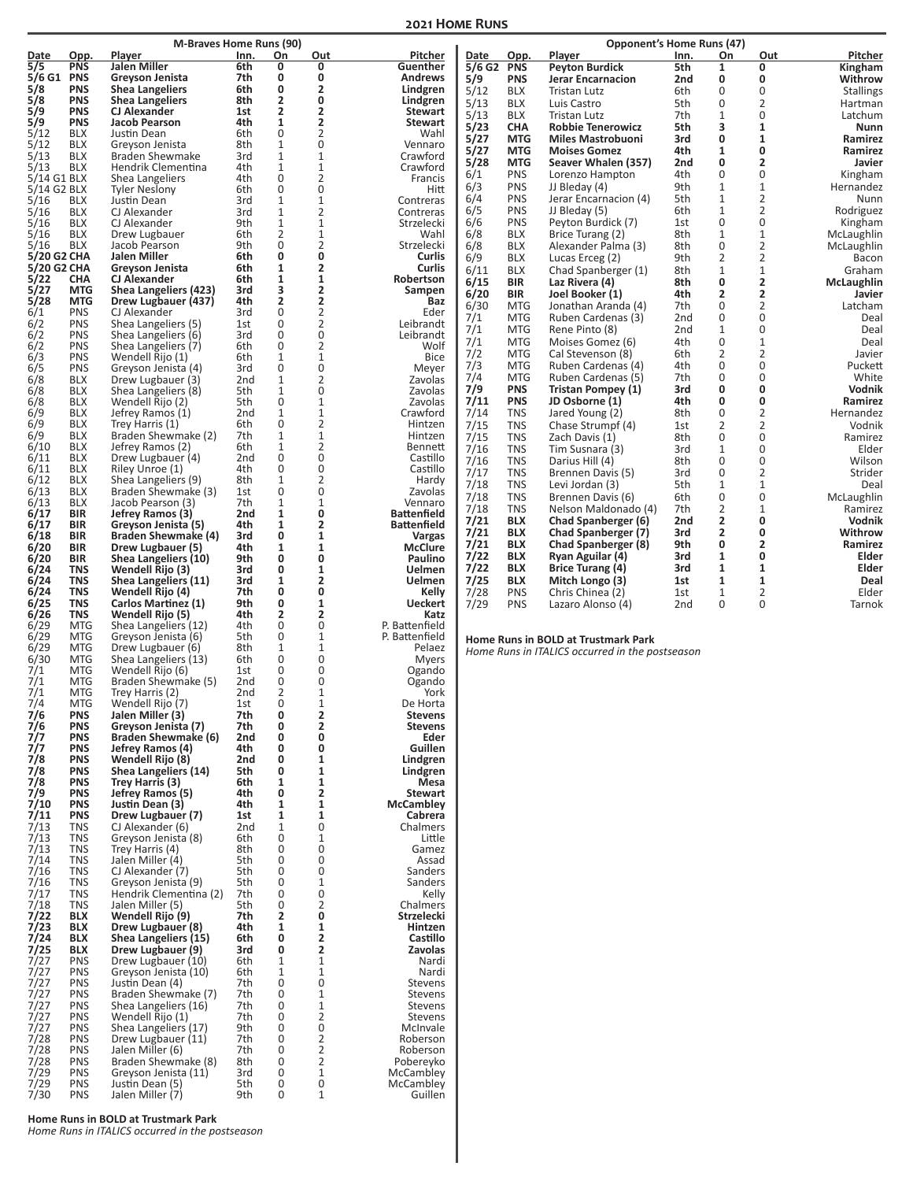# 2021 Home Runs

## M-Braves Home Runs (90)

| Date | Opp. | Player | Inn. | On | Out | Pitcher |
|---|---|---|---|---|---|---|
| **5/5** | **PNS** | **Jalen Miller** | **6th** | **0** | **0** | **Guenther** |
| **5/6 G1** | **PNS** | **Greyson Jenista** | **7th** | **0** | **0** | **Andrews** |
| **5/8** | **PNS** | **Shea Langeliers** | **6th** | **0** | **2** | **Lindgren** |
| **5/8** | **PNS** | **Shea Langeliers** | **8th** | **2** | **0** | **Lindgren** |
| **5/9** | **PNS** | **CJ Alexander** | **1st** | **2** | **2** | **Stewart** |
| **5/9** | **PNS** | **Jacob Pearson** | **4th** | **1** | **2** | **Stewart** |
| 5/12 | BLX | Justin Dean | 6th | 0 | 2 | Wahl |
| 5/12 | BLX | Greyson Jenista | 8th | 1 | 0 | Vennaro |
| 5/13 | BLX | Braden Shewmake | 3rd | 1 | 1 | Crawford |
| 5/13 | BLX | Hendrik Clementina | 4th | 1 | 1 | Crawford |
| 5/14 G1 | BLX | Shea Langeliers | 4th | 0 | 2 | Francis |
| 5/14 G2 | BLX | Tyler Neslony | 6th | 0 | 0 | Hitt |
| 5/16 | BLX | Justin Dean | 3rd | 1 | 1 | Contreras |
| 5/16 | BLX | CJ Alexander | 3rd | 1 | 2 | Contreras |
| 5/16 | BLX | CJ Alexander | 9th | 1 | 1 | Strzelecki |
| 5/16 | BLX | Drew Lugbauer | 6th | 2 | 1 | Wahl |
| 5/16 | BLX | Jacob Pearson | 9th | 0 | 2 | Strzelecki |
| **5/20 G2** | **CHA** | **Jalen Miller** | **6th** | **0** | **0** | **Curlis** |
| **5/20 G2** | **CHA** | **Greyson Jenista** | **6th** | **1** | **2** | **Curlis** |
| **5/22** | **CHA** | **CJ Alexander** | **6th** | **1** | **1** | **Robertson** |
| **5/27** | **MTG** | **Shea Langeliers (423)** | **3rd** | **3** | **2** | **Sampen** |
| **5/28** | **MTG** | **Drew Lugbauer (437)** | **4th** | **2** | **2** | **Baz** |
| 6/1 | PNS | CJ Alexander | 3rd | 0 | 2 | Eder |
| 6/2 | PNS | Shea Langeliers (5) | 1st | 0 | 2 | Leibrandt |
| 6/2 | PNS | Shea Langeliers (6) | 3rd | 0 | 0 | Leibrandt |
| 6/2 | PNS | Shea Langeliers (7) | 6th | 0 | 2 | Wolf |
| 6/3 | PNS | Wendell Rijo (1) | 6th | 1 | 1 | Bice |
| 6/5 | PNS | Greyson Jenista (4) | 3rd | 0 | 0 | Meyer |
| 6/8 | BLX | Drew Lugbauer (3) | 2nd | 1 | 2 | Zavolas |
| 6/8 | BLX | Shea Langeliers (8) | 5th | 1 | 0 | Zavolas |
| 6/8 | BLX | Wendell Rijo (2) | 5th | 0 | 1 | Zavolas |
| 6/9 | BLX | Jefrey Ramos (1) | 2nd | 1 | 1 | Crawford |
| 6/9 | BLX | Trey Harris (1) | 6th | 0 | 2 | Hintzen |
| 6/9 | BLX | Braden Shewmake (2) | 7th | 1 | 1 | Hintzen |
| 6/10 | BLX | Jefrey Ramos (2) | 6th | 1 | 2 | Bennett |
| 6/11 | BLX | Drew Lugbauer (4) | 2nd | 0 | 0 | Castillo |
| 6/11 | BLX | Riley Unroe (1) | 4th | 0 | 0 | Castillo |
| 6/12 | BLX | Shea Langeliers (9) | 8th | 1 | 2 | Hardy |
| 6/13 | BLX | Braden Shewmake (3) | 1st | 0 | 0 | Zavolas |
| 6/13 | BLX | Jacob Pearson (3) | 7th | 1 | 1 | Vennaro |
| **6/17** | **BIR** | **Jefrey Ramos (3)** | **2nd** | **1** | **0** | **Battenfield** |
| **6/17** | **BIR** | **Greyson Jenista (5)** | **4th** | **1** | **2** | **Battenfield** |
| **6/18** | **BIR** | **Braden Shewmake (4)** | **3rd** | **0** | **1** | **Vargas** |
| **6/20** | **BIR** | **Drew Lugbauer (5)** | **4th** | **1** | **1** | **McClure** |
| **6/20** | **BIR** | **Shea Langeliers (10)** | **9th** | **0** | **0** | **Paulino** |
| **6/24** | **TNS** | **Wendell Rijo (3)** | **3rd** | **0** | **1** | **Uelmen** |
| **6/24** | **TNS** | **Shea Langeliers (11)** | **3rd** | **1** | **2** | **Uelmen** |
| **6/24** | **TNS** | **Wendell Rijo (4)** | **7th** | **0** | **0** | **Kelly** |
| **6/25** | **TNS** | **Carlos Martinez (1)** | **9th** | **0** | **1** | **Ueckert** |
| **6/26** | **TNS** | **Wendell Rijo (5)** | **4th** | **2** | **2** | **Katz** |
| 6/29 | MTG | Shea Langeliers (12) | 4th | 0 | 0 | P. Battenfield |
| 6/29 | MTG | Greyson Jenista (6) | 5th | 0 | 1 | P. Battenfield |
| 6/29 | MTG | Drew Lugbauer (6) | 8th | 1 | 1 | Pelaez |
| 6/30 | MTG | Shea Langeliers (13) | 6th | 0 | 0 | Myers |
| 7/1 | MTG | Wendell Rijo (6) | 1st | 0 | 0 | Ogando |
| 7/1 | MTG | Braden Shewmake (5) | 2nd | 0 | 0 | Ogando |
| 7/1 | MTG | Trey Harris (2) | 2nd | 2 | 1 | York |
| 7/4 | MTG | Wendell Rijo (7) | 1st | 0 | 1 | De Horta |
| **7/6** | **PNS** | **Jalen Miller (3)** | **7th** | **0** | **2** | **Stevens** |
| **7/6** | **PNS** | **Greyson Jenista (7)** | **7th** | **0** | **2** | **Stevens** |
| **7/7** | **PNS** | **Braden Shewmake (6)** | **2nd** | **0** | **0** | **Eder** |
| **7/7** | **PNS** | **Jefrey Ramos (4)** | **4th** | **0** | **0** | **Guillen** |
| **7/8** | **PNS** | **Wendell Rijo (8)** | **2nd** | **0** | **1** | **Lindgren** |
| **7/8** | **PNS** | **Shea Langeliers (14)** | **5th** | **0** | **1** | **Lindgren** |
| **7/8** | **PNS** | **Trey Harris (3)** | **6th** | **1** | **1** | **Mesa** |
| **7/9** | **PNS** | **Jefrey Ramos (5)** | **4th** | **0** | **2** | **Stewart** |
| **7/10** | **PNS** | **Justin Dean (3)** | **4th** | **1** | **1** | **McCambley** |
| **7/11** | **PNS** | **Drew Lugbauer (7)** | **1st** | **1** | **1** | **Cabrera** |
| 7/13 | TNS | CJ Alexander (6) | 2nd | 1 | 0 | Chalmers |
| 7/13 | TNS | Greyson Jenista (8) | 6th | 0 | 1 | Little |
| 7/13 | TNS | Trey Harris (4) | 8th | 0 | 0 | Gamez |
| 7/14 | TNS | Jalen Miller (4) | 5th | 0 | 0 | Assad |
| 7/16 | TNS | CJ Alexander (7) | 5th | 0 | 0 | Sanders |
| 7/16 | TNS | Greyson Jenista (9) | 5th | 0 | 1 | Sanders |
| 7/17 | TNS | Hendrik Clementina (2) | 7th | 0 | 0 | Kelly |
| 7/18 | TNS | Jalen Miller (5) | 5th | 0 | 2 | Chalmers |
| **7/22** | **BLX** | **Wendell Rijo (9)** | **7th** | **2** | **0** | **Strzelecki** |
| **7/23** | **BLX** | **Drew Lugbauer (8)** | **4th** | **1** | **1** | **Hintzen** |
| **7/24** | **BLX** | **Shea Langeliers (15)** | **6th** | **0** | **2** | **Castillo** |
| **7/25** | **BLX** | **Drew Lugbauer (9)** | **3rd** | **0** | **2** | **Zavolas** |
| 7/27 | PNS | Drew Lugbauer (10) | 6th | 1 | 1 | Nardi |
| 7/27 | PNS | Greyson Jenista (10) | 6th | 1 | 1 | Nardi |
| 7/27 | PNS | Justin Dean (4) | 7th | 0 | 0 | Stevens |
| 7/27 | PNS | Braden Shewmake (7) | 7th | 0 | 1 | Stevens |
| 7/27 | PNS | Shea Langeliers (16) | 7th | 0 | 1 | Stevens |
| 7/27 | PNS | Wendell Rijo (1) | 7th | 0 | 2 | Stevens |
| 7/27 | PNS | Shea Langeliers (17) | 9th | 0 | 0 | McInvale |
| 7/28 | PNS | Drew Lugbauer (11) | 7th | 0 | 2 | Roberson |
| 7/28 | PNS | Jalen Miller (6) | 7th | 0 | 2 | Roberson |
| 7/28 | PNS | Braden Shewmake (8) | 8th | 0 | 2 | Pobereyko |
| 7/29 | PNS | Greyson Jenista (11) | 3rd | 0 | 1 | McCambley |
| 7/29 | PNS | Justin Dean (5) | 5th | 0 | 0 | McCambley |
| 7/30 | PNS | Jalen Miller (7) | 9th | 0 | 1 | Guillen |

**Home Runs in BOLD at Trustmark Park**
*Home Runs in ITALICS occurred in the postseason*

## Opponent's Home Runs (47)

| Date | Opp. | Player | Inn. | On | Out | Pitcher |
|---|---|---|---|---|---|---|
| **5/6 G2** | **PNS** | **Peyton Burdick** | **5th** | **1** | **0** | **Kingham** |
| **5/9** | **PNS** | **Jerar Encarnacion** | **2nd** | **0** | **0** | **Withrow** |
| 5/12 | BLX | Tristan Lutz | 6th | 0 | 0 | Stallings |
| 5/13 | BLX | Luis Castro | 5th | 0 | 2 | Hartman |
| 5/13 | BLX | Tristan Lutz | 7th | 1 | 0 | Latchum |
| **5/23** | **CHA** | **Robbie Tenerowicz** | **5th** | **3** | **1** | **Nunn** |
| **5/27** | **MTG** | **Miles Mastrobuoni** | **3rd** | **0** | **1** | **Ramirez** |
| **5/27** | **MTG** | **Moises Gomez** | **4th** | **1** | **0** | **Ramirez** |
| **5/28** | **MTG** | **Seaver Whalen (357)** | **2nd** | **0** | **2** | **Javier** |
| 6/1 | PNS | Lorenzo Hampton | 4th | 0 | 0 | Kingham |
| 6/3 | PNS | JJ Bleday (4) | 9th | 1 | 1 | Hernandez |
| 6/4 | PNS | Jerar Encarnacion (4) | 5th | 1 | 2 | Nunn |
| 6/5 | PNS | JJ Bleday (5) | 6th | 1 | 2 | Rodriguez |
| 6/6 | PNS | Peyton Burdick (7) | 1st | 0 | 0 | Kingham |
| 6/8 | BLX | Brice Turang (2) | 8th | 1 | 1 | McLaughlin |
| 6/8 | BLX | Alexander Palma (3) | 8th | 0 | 2 | McLaughlin |
| 6/9 | BLX | Lucas Erceg (2) | 9th | 2 | 2 | Bacon |
| 6/11 | BLX | Chad Spanberger (1) | 8th | 1 | 1 | Graham |
| **6/15** | **BIR** | **Laz Rivera (4)** | **8th** | **0** | **2** | **McLaughlin** |
| **6/20** | **BIR** | **Joel Booker (1)** | **4th** | **2** | **2** | **Javier** |
| 6/30 | MTG | Jonathan Aranda (4) | 7th | 0 | 2 | Latcham |
| 7/1 | MTG | Ruben Cardenas (3) | 2nd | 0 | 0 | Deal |
| 7/1 | MTG | Rene Pinto (8) | 2nd | 1 | 0 | Deal |
| 7/1 | MTG | Moises Gomez (6) | 4th | 0 | 1 | Deal |
| 7/2 | MTG | Cal Stevenson (8) | 6th | 2 | 2 | Javier |
| 7/3 | MTG | Ruben Cardenas (4) | 4th | 0 | 0 | Puckett |
| 7/4 | MTG | Ruben Cardenas (5) | 7th | 0 | 0 | White |
| **7/9** | **PNS** | **Tristan Pompey (1)** | **3rd** | **0** | **0** | **Vodnik** |
| **7/11** | **PNS** | **JD Osborne (1)** | **4th** | **0** | **0** | **Ramirez** |
| 7/14 | TNS | Jared Young (2) | 8th | 0 | 2 | Hernandez |
| 7/15 | TNS | Chase Strumpf (4) | 1st | 2 | 2 | Vodnik |
| 7/15 | TNS | Zach Davis (1) | 8th | 0 | 0 | Ramirez |
| 7/16 | TNS | Tim Susnara (3) | 3rd | 1 | 0 | Elder |
| 7/16 | TNS | Darius Hill (4) | 8th | 0 | 0 | Wilson |
| 7/17 | TNS | Brennen Davis (5) | 3rd | 0 | 2 | Strider |
| 7/18 | TNS | Levi Jordan (3) | 5th | 1 | 1 | Deal |
| 7/18 | TNS | Brennen Davis (6) | 6th | 0 | 0 | McLaughlin |
| 7/18 | TNS | Nelson Maldonado (4) | 7th | 2 | 1 | Ramirez |
| **7/21** | **BLX** | **Chad Spanberger (6)** | **2nd** | **2** | **0** | **Vodnik** |
| **7/21** | **BLX** | **Chad Spanberger (7)** | **3rd** | **2** | **0** | **Withrow** |
| **7/21** | **BLX** | **Chad Spanberger (8)** | **9th** | **0** | **2** | **Ramirez** |
| **7/22** | **BLX** | **Ryan Aguilar (4)** | **3rd** | **1** | **0** | **Elder** |
| **7/22** | **BLX** | **Brice Turang (4)** | **3rd** | **1** | **1** | **Elder** |
| **7/25** | **BLX** | **Mitch Longo (3)** | **1st** | **1** | **1** | **Deal** |
| 7/28 | PNS | Chris Chinea (2) | 1st | 1 | 2 | Elder |
| 7/29 | PNS | Lazaro Alonso (4) | 2nd | 0 | 0 | Tarnok |

**Home Runs in BOLD at Trustmark Park**
*Home Runs in ITALICS occurred in the postseason*